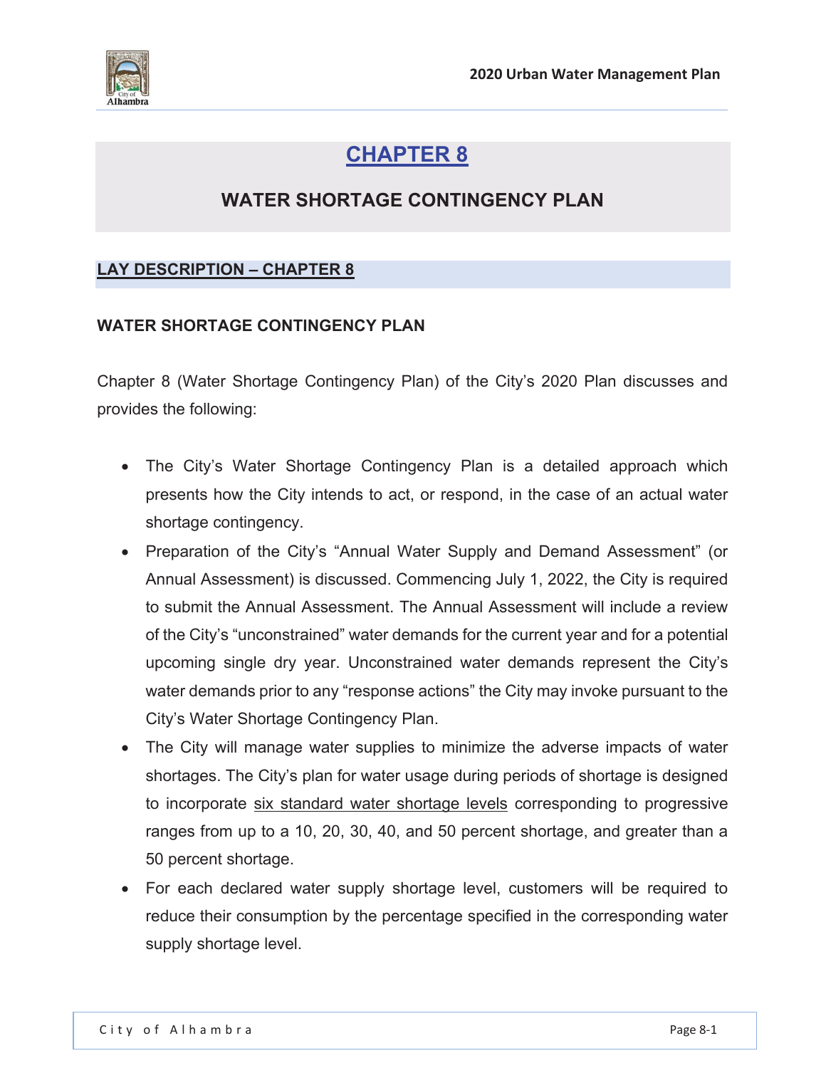# CHAPTER 8

## WATER SHORTAGE CONTINGENCY PLAN

### LAY DESCRIPTION – CHAPTER 8

#### WATER SHORTAGE CONTINGENCY PLAN

Chapter 8 (Water Shortage Contingency Plan) of the City's 2020 Plan discusses and provides the following:

- The City's Water Shortage Contingency Plan is a detailed approach which presents how the City intends to act, or respond, in the case of an actual water shortage contingency.
- Preparation of the City's "Annual Water Supply and Demand Assessment" (or Annual Assessment) is discussed. Commencing July 1, 2022, the City is required to submit the Annual Assessment. The Annual Assessment will include a review of the City's "unconstrained" water demands for the current year and for a potential upcoming single dry year. Unconstrained water demands represent the City's water demands prior to any "response actions" the City may invoke pursuant to the City's Water Shortage Contingency Plan.
- The City will manage water supplies to minimize the adverse impacts of water shortages. The City's plan for water usage during periods of shortage is designed to incorporate six standard water shortage levels corresponding to progressive ranges from up to a 10, 20, 30, 40, and 50 percent shortage, and greater than a 50 percent shortage.
- For each declared water supply shortage level, customers will be required to reduce their consumption by the percentage specified in the corresponding water supply shortage level.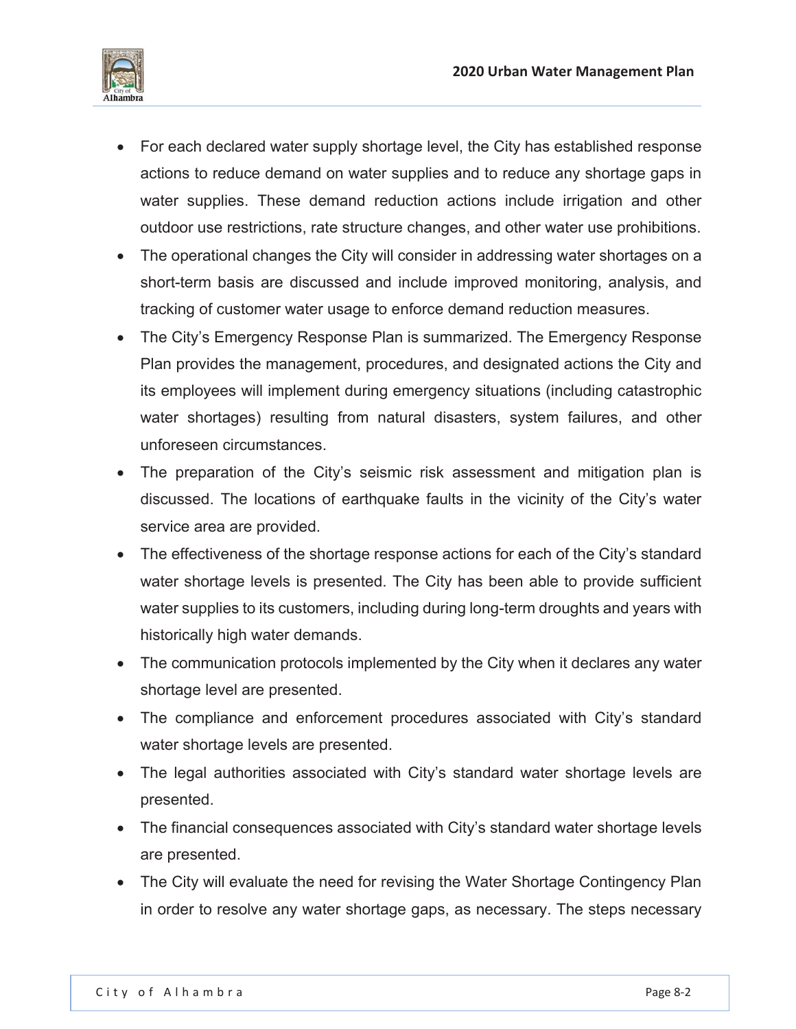- For each declared water supply shortage level, the City has established response actions to reduce demand on water supplies and to reduce any shortage gaps in water supplies. These demand reduction actions include irrigation and other outdoor use restrictions, rate structure changes, and other water use prohibitions.
- The operational changes the City will consider in addressing water shortages on a short-term basis are discussed and include improved monitoring, analysis, and tracking of customer water usage to enforce demand reduction measures.
- The City's Emergency Response Plan is summarized. The Emergency Response Plan provides the management, procedures, and designated actions the City and its employees will implement during emergency situations (including catastrophic water shortages) resulting from natural disasters, system failures, and other unforeseen circumstances.
- The preparation of the City's seismic risk assessment and mitigation plan is discussed. The locations of earthquake faults in the vicinity of the City's water service area are provided.
- The effectiveness of the shortage response actions for each of the City's standard water shortage levels is presented. The City has been able to provide sufficient water supplies to its customers, including during long-term droughts and years with historically high water demands.
- The communication protocols implemented by the City when it declares any water shortage level are presented.
- The compliance and enforcement procedures associated with City's standard water shortage levels are presented.
- The legal authorities associated with City's standard water shortage levels are presented.
- The financial consequences associated with City's standard water shortage levels are presented.
- The City will evaluate the need for revising the Water Shortage Contingency Plan in order to resolve any water shortage gaps, as necessary. The steps necessary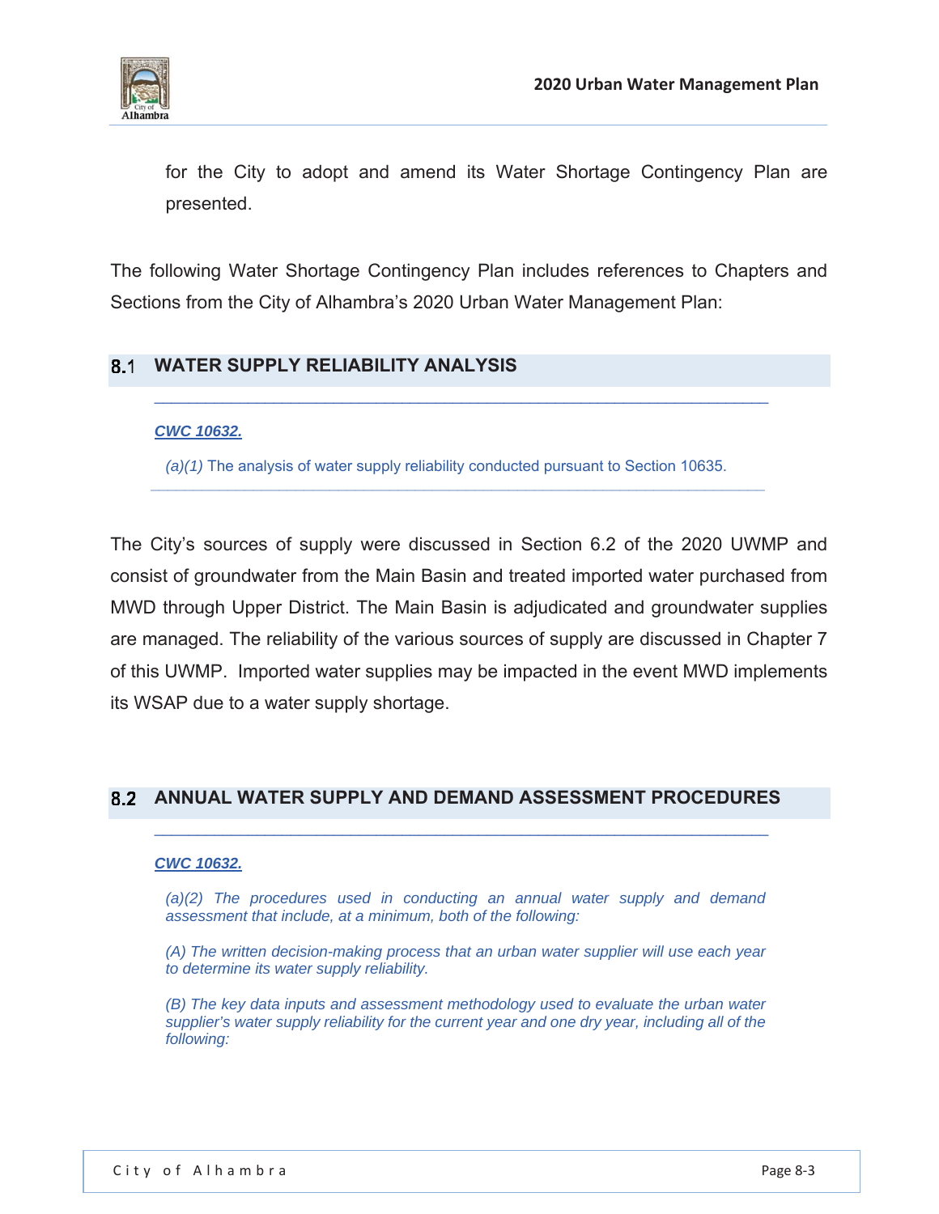for the City to adopt and amend its Water Shortage Contingency Plan are presented.

The following Water Shortage Contingency Plan includes references to Chapters and Sections from the City of Alhambra's 2020 Urban Water Management Plan:

## 8.1 WATER SUPPLY RELIABILITY ANALYSIS

***CWC 10632.***

*(a)(1)* The analysis of water supply reliability conducted pursuant to Section 10635.

The City's sources of supply were discussed in Section 6.2 of the 2020 UWMP and consist of groundwater from the Main Basin and treated imported water purchased from MWD through Upper District. The Main Basin is adjudicated and groundwater supplies are managed. The reliability of the various sources of supply are discussed in Chapter 7 of this UWMP. Imported water supplies may be impacted in the event MWD implements its WSAP due to a water supply shortage.

## 8.2 ANNUAL WATER SUPPLY AND DEMAND ASSESSMENT PROCEDURES

***CWC 10632.***

*(a)(2) The procedures used in conducting an annual water supply and demand assessment that include, at a minimum, both of the following:*

*(A) The written decision-making process that an urban water supplier will use each year to determine its water supply reliability.*

*(B) The key data inputs and assessment methodology used to evaluate the urban water supplier's water supply reliability for the current year and one dry year, including all of the following:*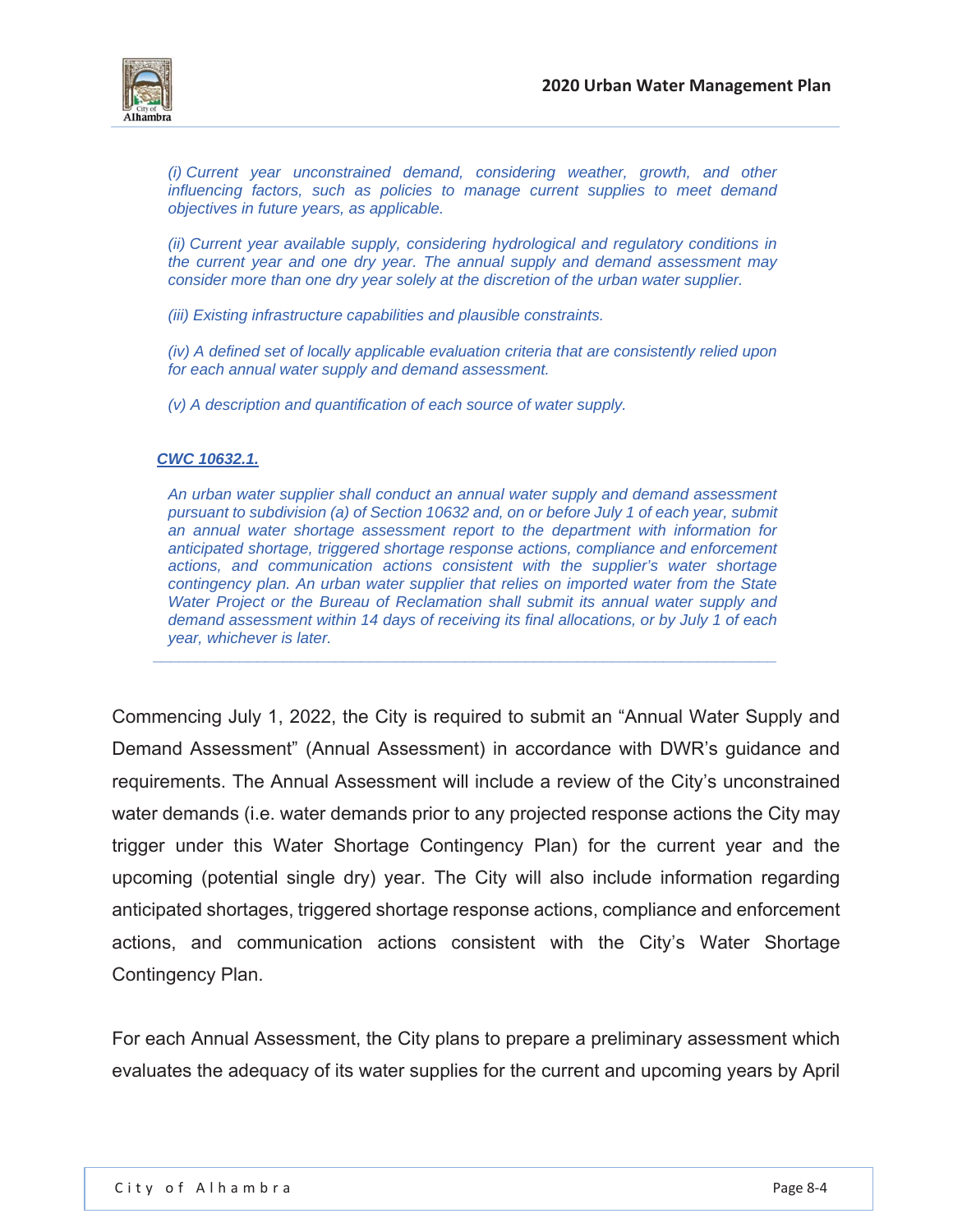*(i) Current year unconstrained demand, considering weather, growth, and other influencing factors, such as policies to manage current supplies to meet demand objectives in future years, as applicable.*

*(ii) Current year available supply, considering hydrological and regulatory conditions in the current year and one dry year. The annual supply and demand assessment may consider more than one dry year solely at the discretion of the urban water supplier.*

*(iii) Existing infrastructure capabilities and plausible constraints.*

*(iv) A defined set of locally applicable evaluation criteria that are consistently relied upon for each annual water supply and demand assessment.*

*(v) A description and quantification of each source of water supply.*

***CWC 10632.1.***

*An urban water supplier shall conduct an annual water supply and demand assessment pursuant to subdivision (a) of Section 10632 and, on or before July 1 of each year, submit an annual water shortage assessment report to the department with information for anticipated shortage, triggered shortage response actions, compliance and enforcement actions, and communication actions consistent with the supplier's water shortage contingency plan. An urban water supplier that relies on imported water from the State Water Project or the Bureau of Reclamation shall submit its annual water supply and demand assessment within 14 days of receiving its final allocations, or by July 1 of each year, whichever is later.*

---

Commencing July 1, 2022, the City is required to submit an "Annual Water Supply and Demand Assessment" (Annual Assessment) in accordance with DWR's guidance and requirements. The Annual Assessment will include a review of the City's unconstrained water demands (i.e. water demands prior to any projected response actions the City may trigger under this Water Shortage Contingency Plan) for the current year and the upcoming (potential single dry) year. The City will also include information regarding anticipated shortages, triggered shortage response actions, compliance and enforcement actions, and communication actions consistent with the City's Water Shortage Contingency Plan.

For each Annual Assessment, the City plans to prepare a preliminary assessment which evaluates the adequacy of its water supplies for the current and upcoming years by April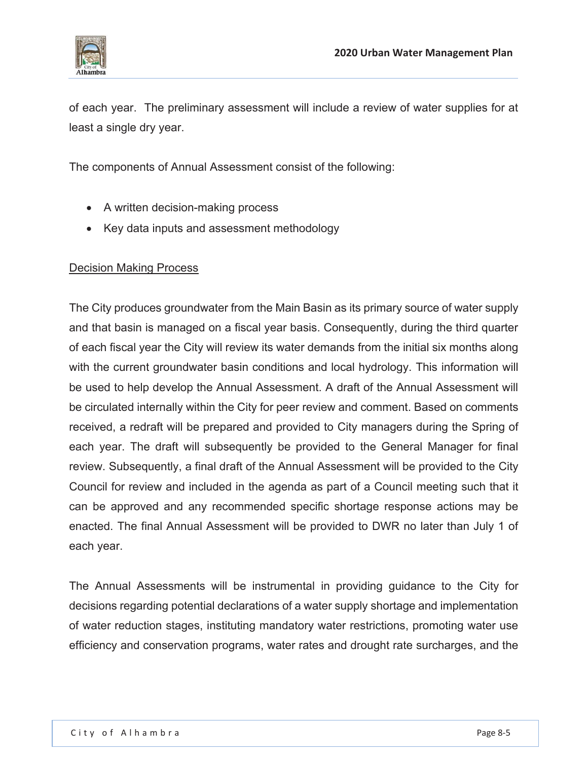of each year. The preliminary assessment will include a review of water supplies for at least a single dry year.

The components of Annual Assessment consist of the following:

- A written decision-making process
- Key data inputs and assessment methodology

Decision Making Process

The City produces groundwater from the Main Basin as its primary source of water supply and that basin is managed on a fiscal year basis. Consequently, during the third quarter of each fiscal year the City will review its water demands from the initial six months along with the current groundwater basin conditions and local hydrology. This information will be used to help develop the Annual Assessment. A draft of the Annual Assessment will be circulated internally within the City for peer review and comment. Based on comments received, a redraft will be prepared and provided to City managers during the Spring of each year. The draft will subsequently be provided to the General Manager for final review. Subsequently, a final draft of the Annual Assessment will be provided to the City Council for review and included in the agenda as part of a Council meeting such that it can be approved and any recommended specific shortage response actions may be enacted. The final Annual Assessment will be provided to DWR no later than July 1 of each year.

The Annual Assessments will be instrumental in providing guidance to the City for decisions regarding potential declarations of a water supply shortage and implementation of water reduction stages, instituting mandatory water restrictions, promoting water use efficiency and conservation programs, water rates and drought rate surcharges, and the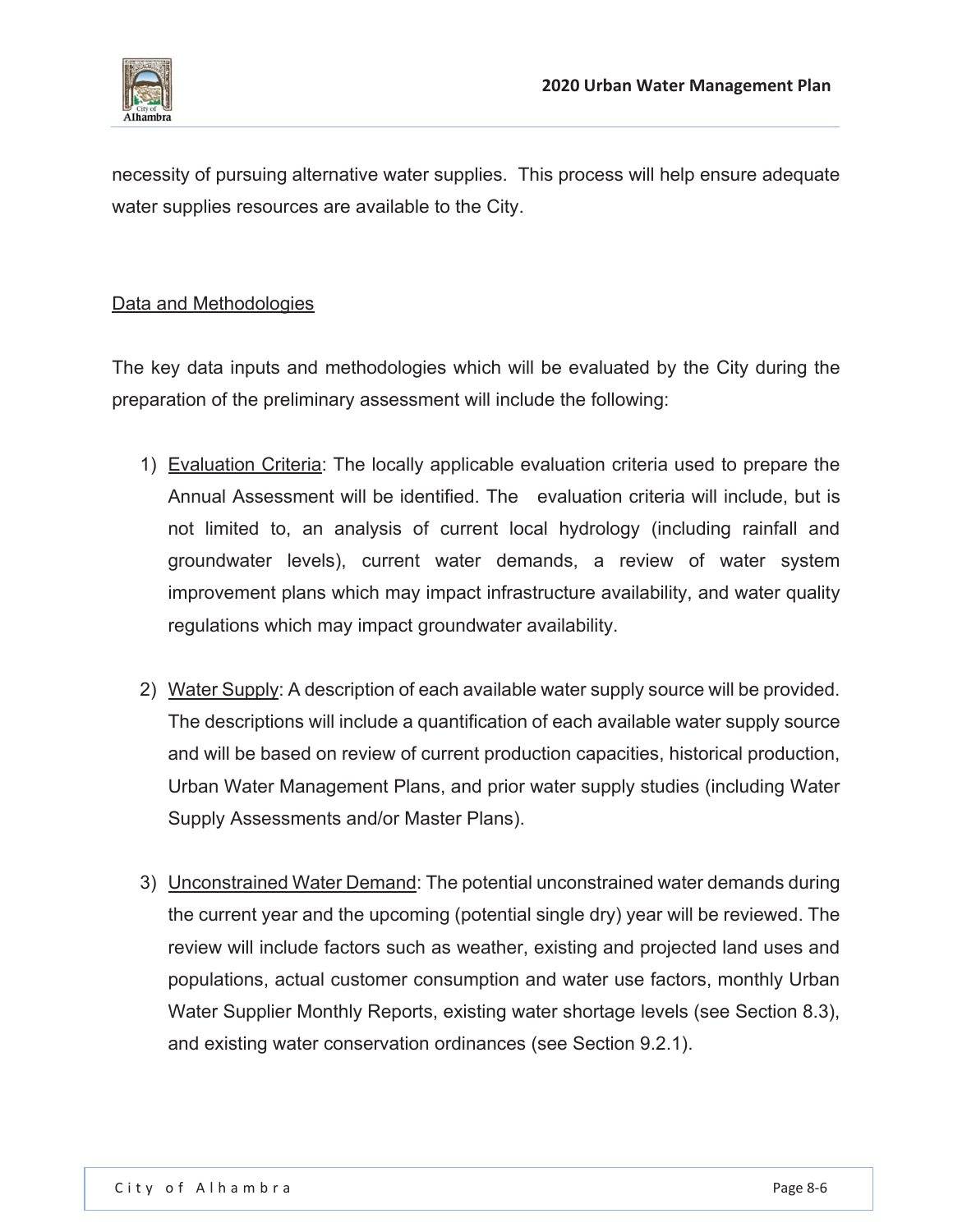necessity of pursuing alternative water supplies. This process will help ensure adequate water supplies resources are available to the City.

Data and Methodologies

The key data inputs and methodologies which will be evaluated by the City during the preparation of the preliminary assessment will include the following:

1) Evaluation Criteria: The locally applicable evaluation criteria used to prepare the Annual Assessment will be identified. The evaluation criteria will include, but is not limited to, an analysis of current local hydrology (including rainfall and groundwater levels), current water demands, a review of water system improvement plans which may impact infrastructure availability, and water quality regulations which may impact groundwater availability.

2) Water Supply: A description of each available water supply source will be provided. The descriptions will include a quantification of each available water supply source and will be based on review of current production capacities, historical production, Urban Water Management Plans, and prior water supply studies (including Water Supply Assessments and/or Master Plans).

3) Unconstrained Water Demand: The potential unconstrained water demands during the current year and the upcoming (potential single dry) year will be reviewed. The review will include factors such as weather, existing and projected land uses and populations, actual customer consumption and water use factors, monthly Urban Water Supplier Monthly Reports, existing water shortage levels (see Section 8.3), and existing water conservation ordinances (see Section 9.2.1).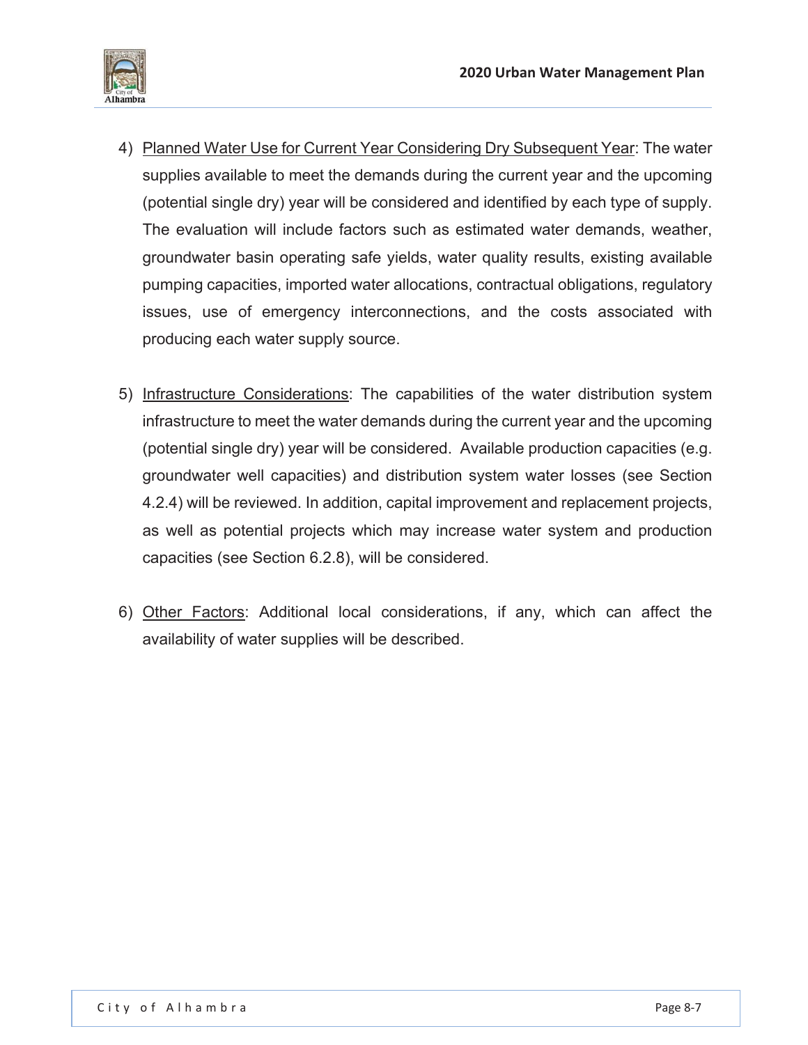4) Planned Water Use for Current Year Considering Dry Subsequent Year: The water supplies available to meet the demands during the current year and the upcoming (potential single dry) year will be considered and identified by each type of supply. The evaluation will include factors such as estimated water demands, weather, groundwater basin operating safe yields, water quality results, existing available pumping capacities, imported water allocations, contractual obligations, regulatory issues, use of emergency interconnections, and the costs associated with producing each water supply source.

5) Infrastructure Considerations: The capabilities of the water distribution system infrastructure to meet the water demands during the current year and the upcoming (potential single dry) year will be considered. Available production capacities (e.g. groundwater well capacities) and distribution system water losses (see Section 4.2.4) will be reviewed. In addition, capital improvement and replacement projects, as well as potential projects which may increase water system and production capacities (see Section 6.2.8), will be considered.

6) Other Factors: Additional local considerations, if any, which can affect the availability of water supplies will be described.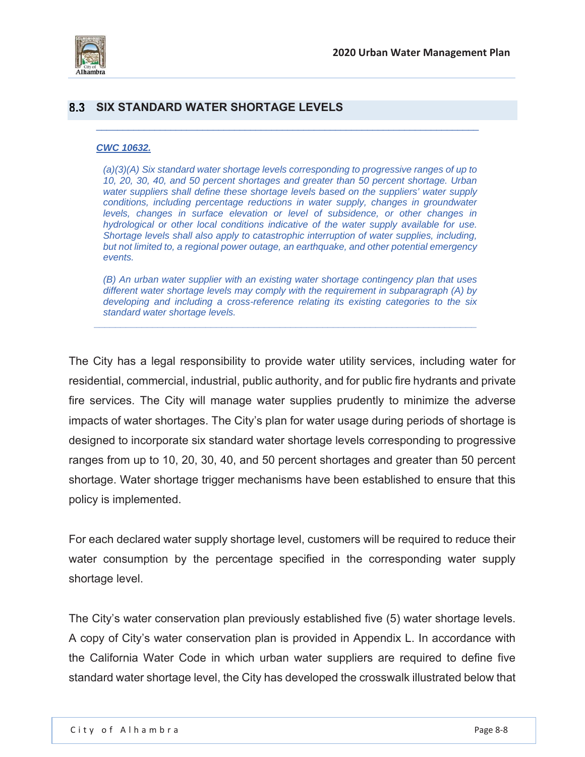## 8.3 SIX STANDARD WATER SHORTAGE LEVELS

***CWC 10632.***

*(a)(3)(A) Six standard water shortage levels corresponding to progressive ranges of up to 10, 20, 30, 40, and 50 percent shortages and greater than 50 percent shortage. Urban water suppliers shall define these shortage levels based on the suppliers' water supply conditions, including percentage reductions in water supply, changes in groundwater levels, changes in surface elevation or level of subsidence, or other changes in hydrological or other local conditions indicative of the water supply available for use. Shortage levels shall also apply to catastrophic interruption of water supplies, including, but not limited to, a regional power outage, an earthquake, and other potential emergency events.*

*(B) An urban water supplier with an existing water shortage contingency plan that uses different water shortage levels may comply with the requirement in subparagraph (A) by developing and including a cross-reference relating its existing categories to the six standard water shortage levels.*

The City has a legal responsibility to provide water utility services, including water for residential, commercial, industrial, public authority, and for public fire hydrants and private fire services. The City will manage water supplies prudently to minimize the adverse impacts of water shortages. The City's plan for water usage during periods of shortage is designed to incorporate six standard water shortage levels corresponding to progressive ranges from up to 10, 20, 30, 40, and 50 percent shortages and greater than 50 percent shortage. Water shortage trigger mechanisms have been established to ensure that this policy is implemented.

For each declared water supply shortage level, customers will be required to reduce their water consumption by the percentage specified in the corresponding water supply shortage level.

The City's water conservation plan previously established five (5) water shortage levels. A copy of City's water conservation plan is provided in Appendix L. In accordance with the California Water Code in which urban water suppliers are required to define five standard water shortage level, the City has developed the crosswalk illustrated below that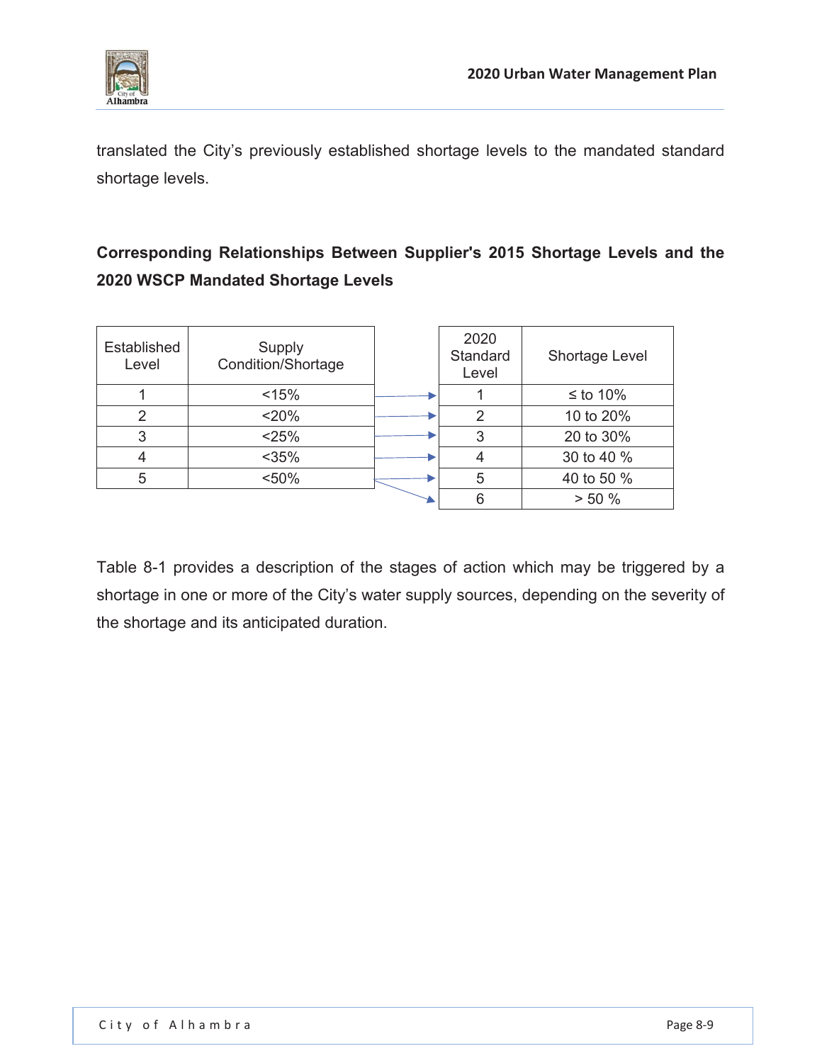translated the City's previously established shortage levels to the mandated standard shortage levels.

**Corresponding Relationships Between Supplier's 2015 Shortage Levels and the 2020 WSCP Mandated Shortage Levels**

| Established Level | Supply Condition/Shortage |
|---|---|
| 1 | <15% |
| 2 | <20% |
| 3 | <25% |
| 4 | <35% |
| 5 | <50% |

| 2020 Standard Level | Shortage Level |
|---|---|
| 1 | ≤ to 10% |
| 2 | 10 to 20% |
| 3 | 20 to 30% |
| 4 | 30 to 40 % |
| 5 | 40 to 50 % |
| 6 | > 50 % |

Table 8-1 provides a description of the stages of action which may be triggered by a shortage in one or more of the City's water supply sources, depending on the severity of the shortage and its anticipated duration.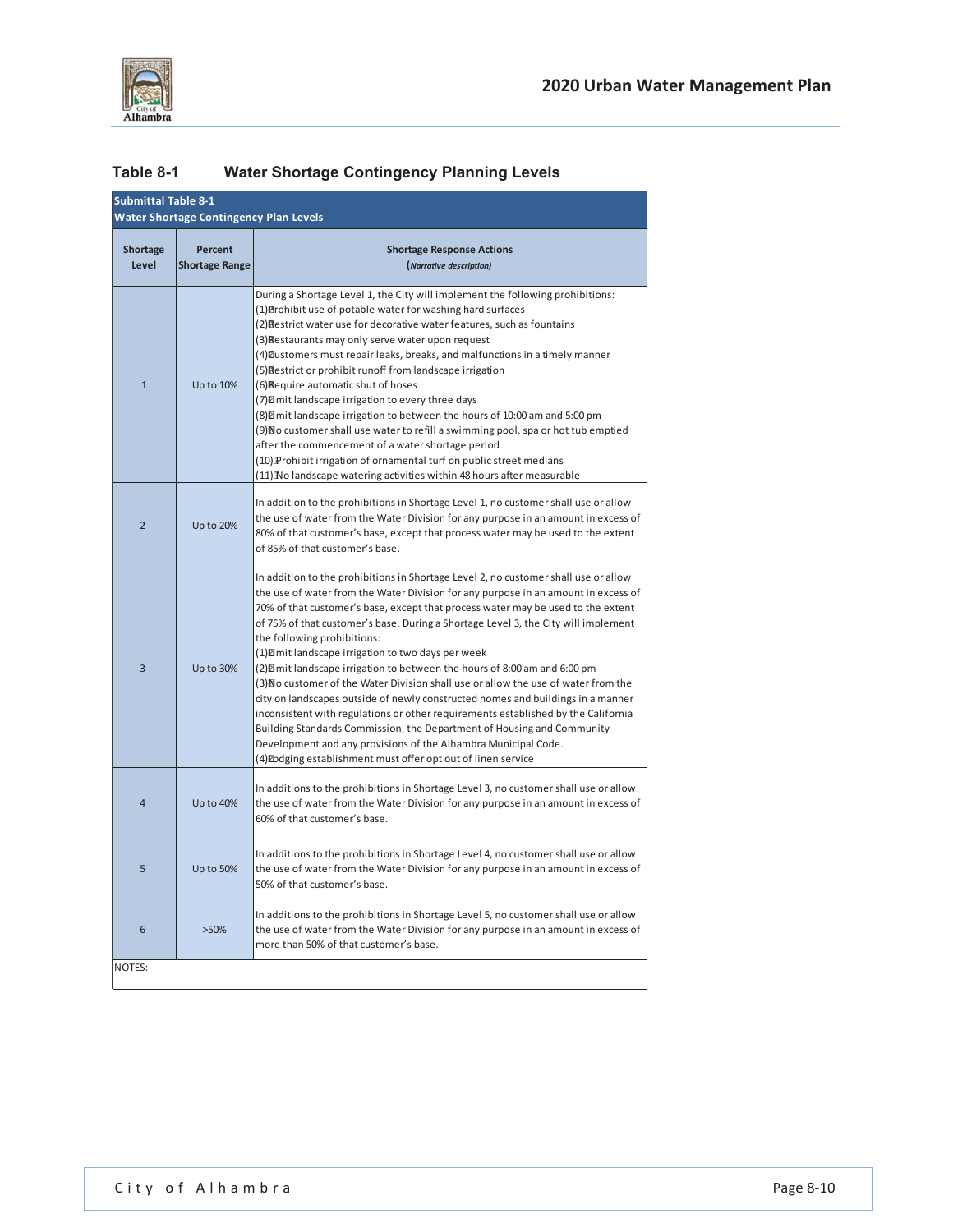## Table 8-1 Water Shortage Contingency Planning Levels

| Submittal Table 8-1<br>Water Shortage Contingency Plan Levels | | |
|---|---|---|
| **Shortage Level** | **Percent Shortage Range** | **Shortage Response Actions**<br>*(Narrative description)* |
| 1 | Up to 10% | During a Shortage Level 1, the City will implement the following prohibitions:<br>(1) Prohibit use of potable water for washing hard surfaces<br>(2) Restrict water use for decorative water features, such as fountains<br>(3) Restaurants may only serve water upon request<br>(4) Customers must repair leaks, breaks, and malfunctions in a timely manner<br>(5) Restrict or prohibit runoff from landscape irrigation<br>(6) Require automatic shut of hoses<br>(7) Limit landscape irrigation to every three days<br>(8) Limit landscape irrigation to between the hours of 10:00 am and 5:00 pm<br>(9) No customer shall use water to refill a swimming pool, spa or hot tub emptied after the commencement of a water shortage period<br>(10) Prohibit irrigation of ornamental turf on public street medians<br>(11) No landscape watering activities within 48 hours after measurable |
| 2 | Up to 20% | In addition to the prohibitions in Shortage Level 1, no customer shall use or allow the use of water from the Water Division for any purpose in an amount in excess of 80% of that customer's base, except that process water may be used to the extent of 85% of that customer's base. |
| 3 | Up to 30% | In addition to the prohibitions in Shortage Level 2, no customer shall use or allow the use of water from the Water Division for any purpose in an amount in excess of 70% of that customer's base, except that process water may be used to the extent of 75% of that customer's base. During a Shortage Level 3, the City will implement the following prohibitions:<br>(1) Limit landscape irrigation to two days per week<br>(2) Limit landscape irrigation to between the hours of 8:00 am and 6:00 pm<br>(3) No customer of the Water Division shall use or allow the use of water from the city on landscapes outside of newly constructed homes and buildings in a manner inconsistent with regulations or other requirements established by the California Building Standards Commission, the Department of Housing and Community Development and any provisions of the Alhambra Municipal Code.<br>(4) Lodging establishment must offer opt out of linen service |
| 4 | Up to 40% | In additions to the prohibitions in Shortage Level 3, no customer shall use or allow the use of water from the Water Division for any purpose in an amount in excess of 60% of that customer's base. |
| 5 | Up to 50% | In additions to the prohibitions in Shortage Level 4, no customer shall use or allow the use of water from the Water Division for any purpose in an amount in excess of 50% of that customer's base. |
| 6 | >50% | In additions to the prohibitions in Shortage Level 5, no customer shall use or allow the use of water from the Water Division for any purpose in an amount in excess of more than 50% of that customer's base. |
| NOTES: | | |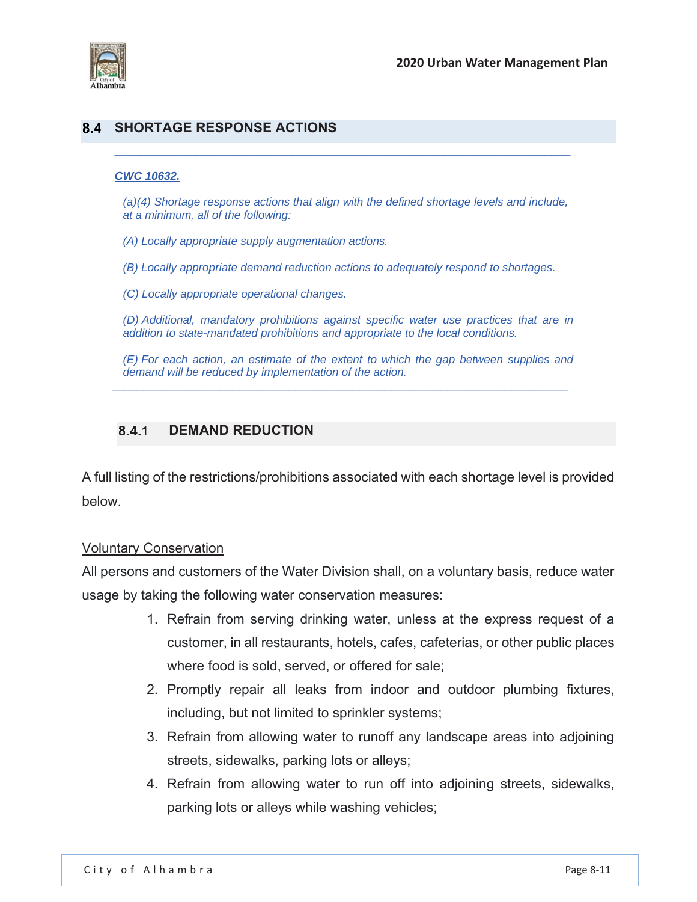## 8.4 SHORTAGE RESPONSE ACTIONS

---

***CWC 10632.***

*(a)(4) Shortage response actions that align with the defined shortage levels and include, at a minimum, all of the following:*

*(A) Locally appropriate supply augmentation actions.*

*(B) Locally appropriate demand reduction actions to adequately respond to shortages.*

*(C) Locally appropriate operational changes.*

*(D) Additional, mandatory prohibitions against specific water use practices that are in addition to state-mandated prohibitions and appropriate to the local conditions.*

*(E) For each action, an estimate of the extent to which the gap between supplies and demand will be reduced by implementation of the action.*

---

### 8.4.1 DEMAND REDUCTION

A full listing of the restrictions/prohibitions associated with each shortage level is provided below.

Voluntary Conservation

All persons and customers of the Water Division shall, on a voluntary basis, reduce water usage by taking the following water conservation measures:

1. Refrain from serving drinking water, unless at the express request of a customer, in all restaurants, hotels, cafes, cafeterias, or other public places where food is sold, served, or offered for sale;
2. Promptly repair all leaks from indoor and outdoor plumbing fixtures, including, but not limited to sprinkler systems;
3. Refrain from allowing water to runoff any landscape areas into adjoining streets, sidewalks, parking lots or alleys;
4. Refrain from allowing water to run off into adjoining streets, sidewalks, parking lots or alleys while washing vehicles;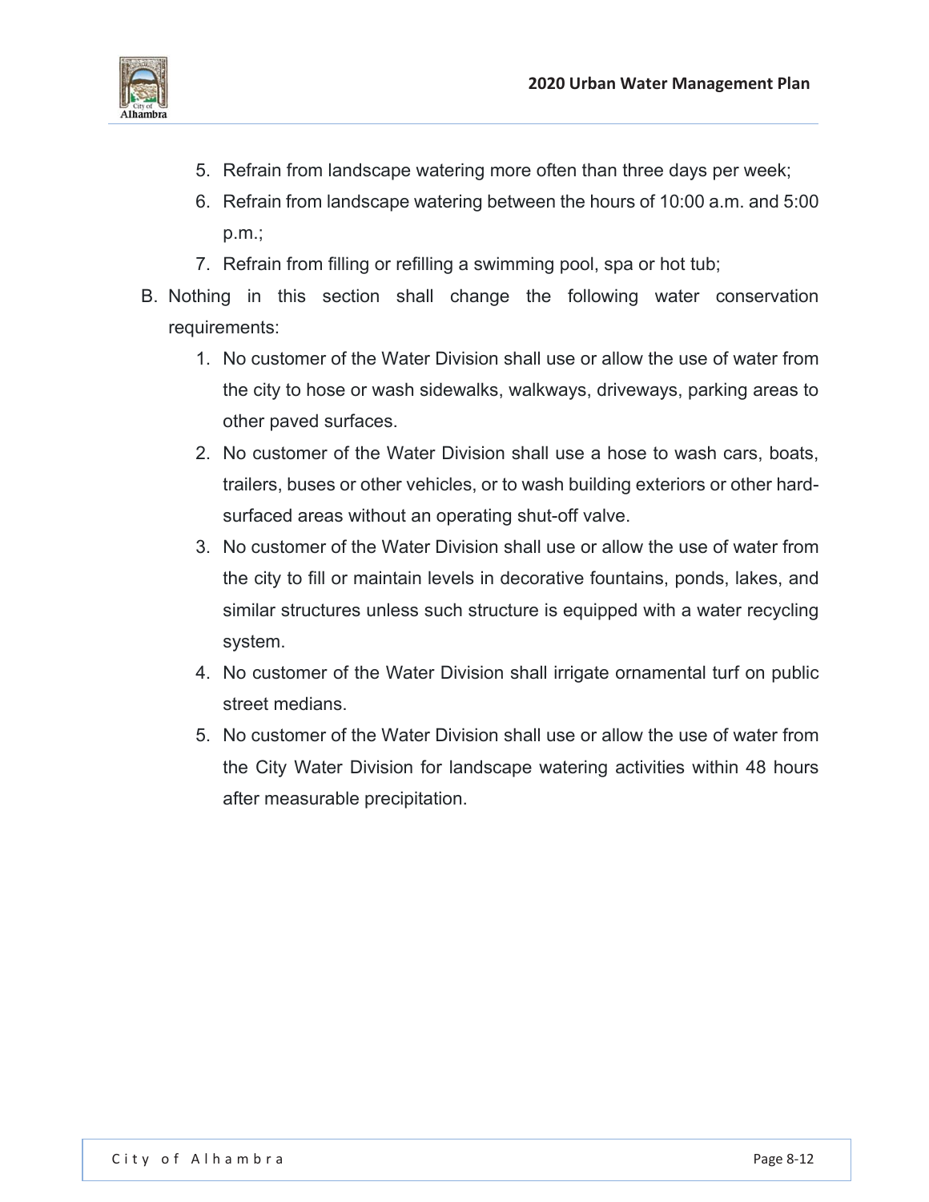5. Refrain from landscape watering more often than three days per week;
6. Refrain from landscape watering between the hours of 10:00 a.m. and 5:00 p.m.;
7. Refrain from filling or refilling a swimming pool, spa or hot tub;

B. Nothing in this section shall change the following water conservation requirements:

1. No customer of the Water Division shall use or allow the use of water from the city to hose or wash sidewalks, walkways, driveways, parking areas to other paved surfaces.
2. No customer of the Water Division shall use a hose to wash cars, boats, trailers, buses or other vehicles, or to wash building exteriors or other hard-surfaced areas without an operating shut-off valve.
3. No customer of the Water Division shall use or allow the use of water from the city to fill or maintain levels in decorative fountains, ponds, lakes, and similar structures unless such structure is equipped with a water recycling system.
4. No customer of the Water Division shall irrigate ornamental turf on public street medians.
5. No customer of the Water Division shall use or allow the use of water from the City Water Division for landscape watering activities within 48 hours after measurable precipitation.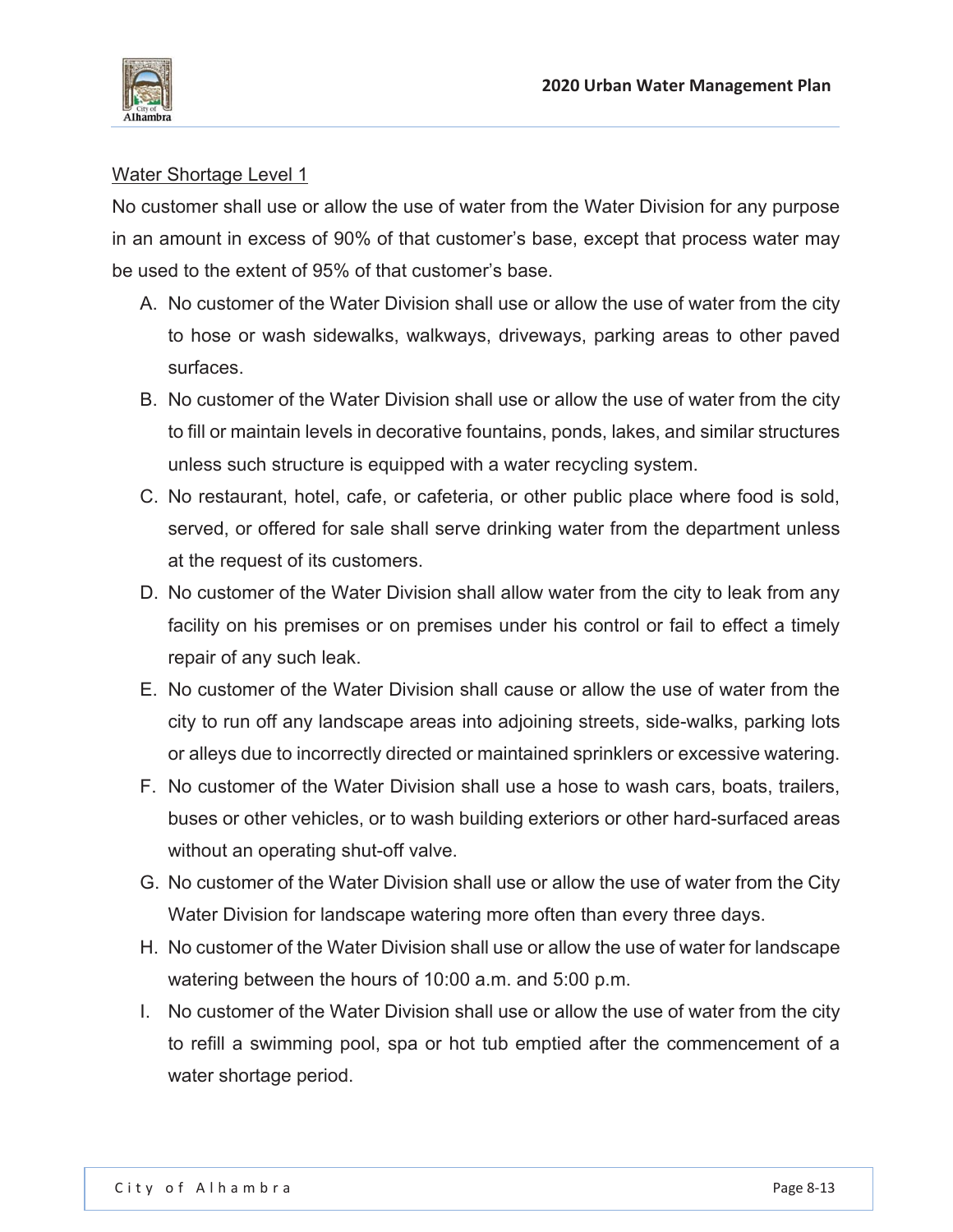Water Shortage Level 1

No customer shall use or allow the use of water from the Water Division for any purpose in an amount in excess of 90% of that customer's base, except that process water may be used to the extent of 95% of that customer's base.

A. No customer of the Water Division shall use or allow the use of water from the city to hose or wash sidewalks, walkways, driveways, parking areas to other paved surfaces.
B. No customer of the Water Division shall use or allow the use of water from the city to fill or maintain levels in decorative fountains, ponds, lakes, and similar structures unless such structure is equipped with a water recycling system.
C. No restaurant, hotel, cafe, or cafeteria, or other public place where food is sold, served, or offered for sale shall serve drinking water from the department unless at the request of its customers.
D. No customer of the Water Division shall allow water from the city to leak from any facility on his premises or on premises under his control or fail to effect a timely repair of any such leak.
E. No customer of the Water Division shall cause or allow the use of water from the city to run off any landscape areas into adjoining streets, side-walks, parking lots or alleys due to incorrectly directed or maintained sprinklers or excessive watering.
F. No customer of the Water Division shall use a hose to wash cars, boats, trailers, buses or other vehicles, or to wash building exteriors or other hard-surfaced areas without an operating shut-off valve.
G. No customer of the Water Division shall use or allow the use of water from the City Water Division for landscape watering more often than every three days.
H. No customer of the Water Division shall use or allow the use of water for landscape watering between the hours of 10:00 a.m. and 5:00 p.m.
I. No customer of the Water Division shall use or allow the use of water from the city to refill a swimming pool, spa or hot tub emptied after the commencement of a water shortage period.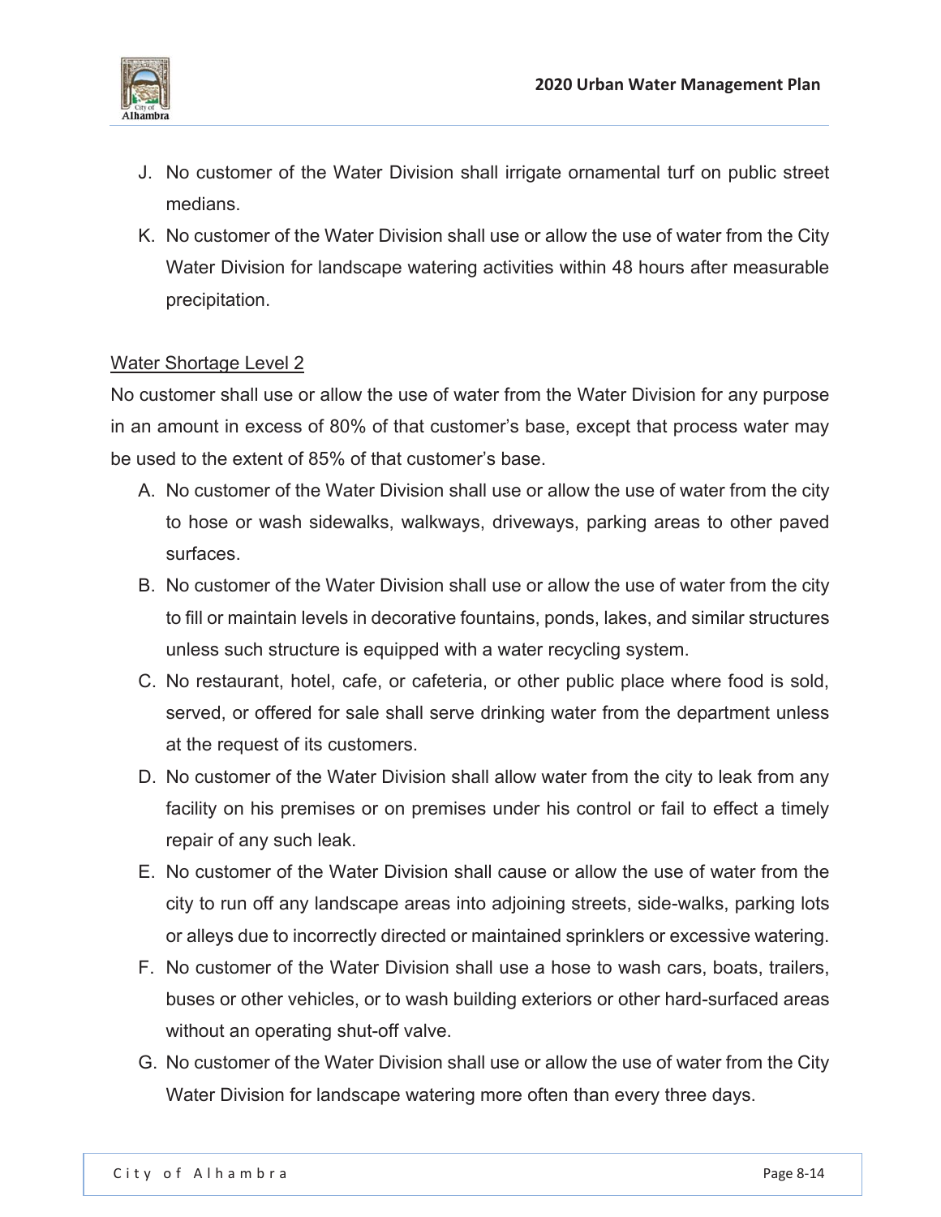J. No customer of the Water Division shall irrigate ornamental turf on public street medians.

K. No customer of the Water Division shall use or allow the use of water from the City Water Division for landscape watering activities within 48 hours after measurable precipitation.

<u>Water Shortage Level 2</u>

No customer shall use or allow the use of water from the Water Division for any purpose in an amount in excess of 80% of that customer's base, except that process water may be used to the extent of 85% of that customer's base.

A. No customer of the Water Division shall use or allow the use of water from the city to hose or wash sidewalks, walkways, driveways, parking areas to other paved surfaces.

B. No customer of the Water Division shall use or allow the use of water from the city to fill or maintain levels in decorative fountains, ponds, lakes, and similar structures unless such structure is equipped with a water recycling system.

C. No restaurant, hotel, cafe, or cafeteria, or other public place where food is sold, served, or offered for sale shall serve drinking water from the department unless at the request of its customers.

D. No customer of the Water Division shall allow water from the city to leak from any facility on his premises or on premises under his control or fail to effect a timely repair of any such leak.

E. No customer of the Water Division shall cause or allow the use of water from the city to run off any landscape areas into adjoining streets, side-walks, parking lots or alleys due to incorrectly directed or maintained sprinklers or excessive watering.

F. No customer of the Water Division shall use a hose to wash cars, boats, trailers, buses or other vehicles, or to wash building exteriors or other hard-surfaced areas without an operating shut-off valve.

G. No customer of the Water Division shall use or allow the use of water from the City Water Division for landscape watering more often than every three days.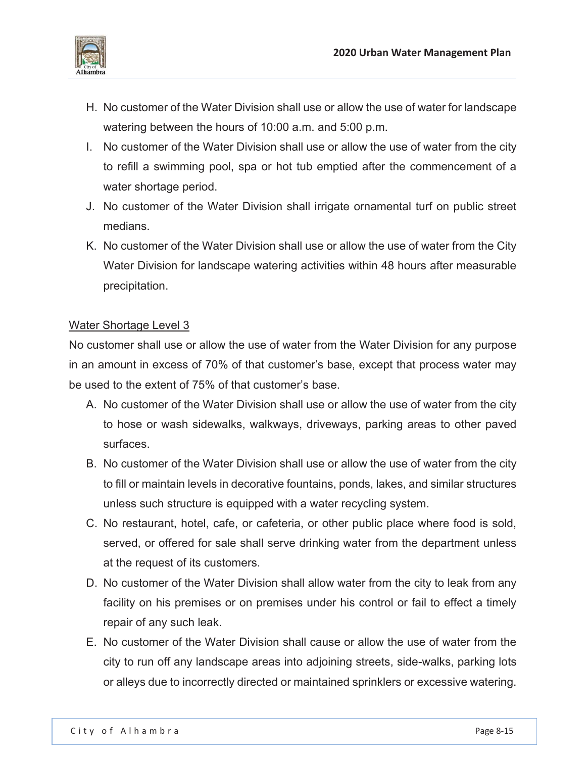H. No customer of the Water Division shall use or allow the use of water for landscape watering between the hours of 10:00 a.m. and 5:00 p.m.
I. No customer of the Water Division shall use or allow the use of water from the city to refill a swimming pool, spa or hot tub emptied after the commencement of a water shortage period.
J. No customer of the Water Division shall irrigate ornamental turf on public street medians.
K. No customer of the Water Division shall use or allow the use of water from the City Water Division for landscape watering activities within 48 hours after measurable precipitation.

<u>Water Shortage Level 3</u>

No customer shall use or allow the use of water from the Water Division for any purpose in an amount in excess of 70% of that customer's base, except that process water may be used to the extent of 75% of that customer's base.

A. No customer of the Water Division shall use or allow the use of water from the city to hose or wash sidewalks, walkways, driveways, parking areas to other paved surfaces.
B. No customer of the Water Division shall use or allow the use of water from the city to fill or maintain levels in decorative fountains, ponds, lakes, and similar structures unless such structure is equipped with a water recycling system.
C. No restaurant, hotel, cafe, or cafeteria, or other public place where food is sold, served, or offered for sale shall serve drinking water from the department unless at the request of its customers.
D. No customer of the Water Division shall allow water from the city to leak from any facility on his premises or on premises under his control or fail to effect a timely repair of any such leak.
E. No customer of the Water Division shall cause or allow the use of water from the city to run off any landscape areas into adjoining streets, side-walks, parking lots or alleys due to incorrectly directed or maintained sprinklers or excessive watering.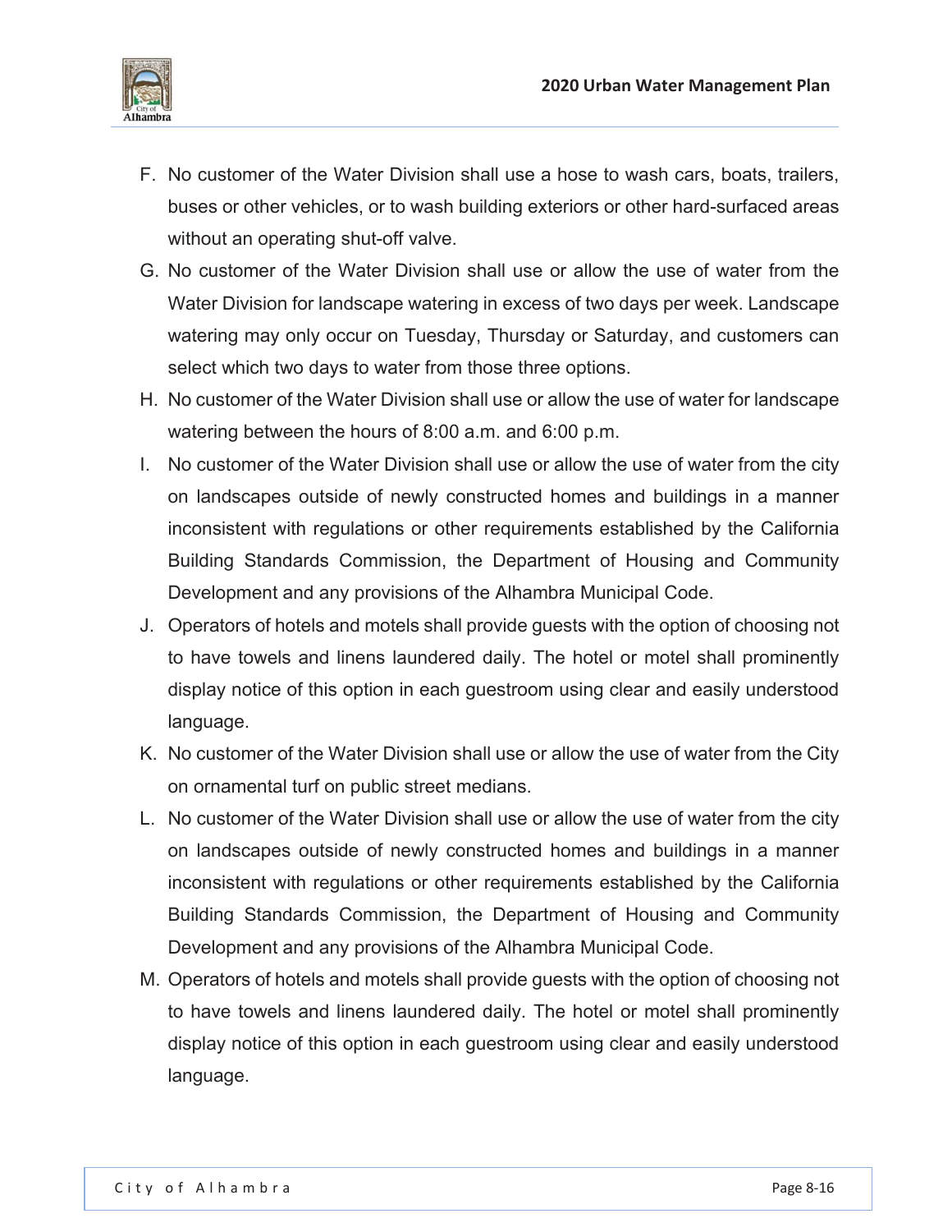F. No customer of the Water Division shall use a hose to wash cars, boats, trailers, buses or other vehicles, or to wash building exteriors or other hard-surfaced areas without an operating shut-off valve.

G. No customer of the Water Division shall use or allow the use of water from the Water Division for landscape watering in excess of two days per week. Landscape watering may only occur on Tuesday, Thursday or Saturday, and customers can select which two days to water from those three options.

H. No customer of the Water Division shall use or allow the use of water for landscape watering between the hours of 8:00 a.m. and 6:00 p.m.

I. No customer of the Water Division shall use or allow the use of water from the city on landscapes outside of newly constructed homes and buildings in a manner inconsistent with regulations or other requirements established by the California Building Standards Commission, the Department of Housing and Community Development and any provisions of the Alhambra Municipal Code.

J. Operators of hotels and motels shall provide guests with the option of choosing not to have towels and linens laundered daily. The hotel or motel shall prominently display notice of this option in each guestroom using clear and easily understood language.

K. No customer of the Water Division shall use or allow the use of water from the City on ornamental turf on public street medians.

L. No customer of the Water Division shall use or allow the use of water from the city on landscapes outside of newly constructed homes and buildings in a manner inconsistent with regulations or other requirements established by the California Building Standards Commission, the Department of Housing and Community Development and any provisions of the Alhambra Municipal Code.

M. Operators of hotels and motels shall provide guests with the option of choosing not to have towels and linens laundered daily. The hotel or motel shall prominently display notice of this option in each guestroom using clear and easily understood language.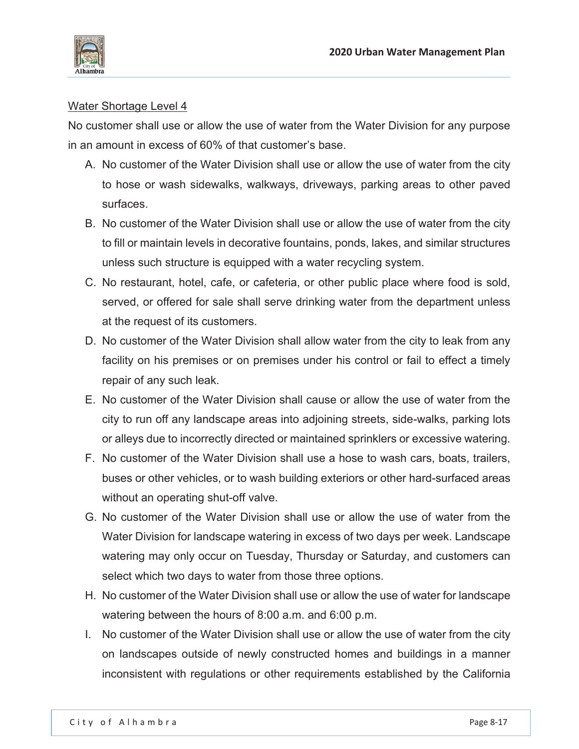Water Shortage Level 4

No customer shall use or allow the use of water from the Water Division for any purpose in an amount in excess of 60% of that customer's base.

A. No customer of the Water Division shall use or allow the use of water from the city to hose or wash sidewalks, walkways, driveways, parking areas to other paved surfaces.
B. No customer of the Water Division shall use or allow the use of water from the city to fill or maintain levels in decorative fountains, ponds, lakes, and similar structures unless such structure is equipped with a water recycling system.
C. No restaurant, hotel, cafe, or cafeteria, or other public place where food is sold, served, or offered for sale shall serve drinking water from the department unless at the request of its customers.
D. No customer of the Water Division shall allow water from the city to leak from any facility on his premises or on premises under his control or fail to effect a timely repair of any such leak.
E. No customer of the Water Division shall cause or allow the use of water from the city to run off any landscape areas into adjoining streets, side-walks, parking lots or alleys due to incorrectly directed or maintained sprinklers or excessive watering.
F. No customer of the Water Division shall use a hose to wash cars, boats, trailers, buses or other vehicles, or to wash building exteriors or other hard-surfaced areas without an operating shut-off valve.
G. No customer of the Water Division shall use or allow the use of water from the Water Division for landscape watering in excess of two days per week. Landscape watering may only occur on Tuesday, Thursday or Saturday, and customers can select which two days to water from those three options.
H. No customer of the Water Division shall use or allow the use of water for landscape watering between the hours of 8:00 a.m. and 6:00 p.m.
I. No customer of the Water Division shall use or allow the use of water from the city on landscapes outside of newly constructed homes and buildings in a manner inconsistent with regulations or other requirements established by the California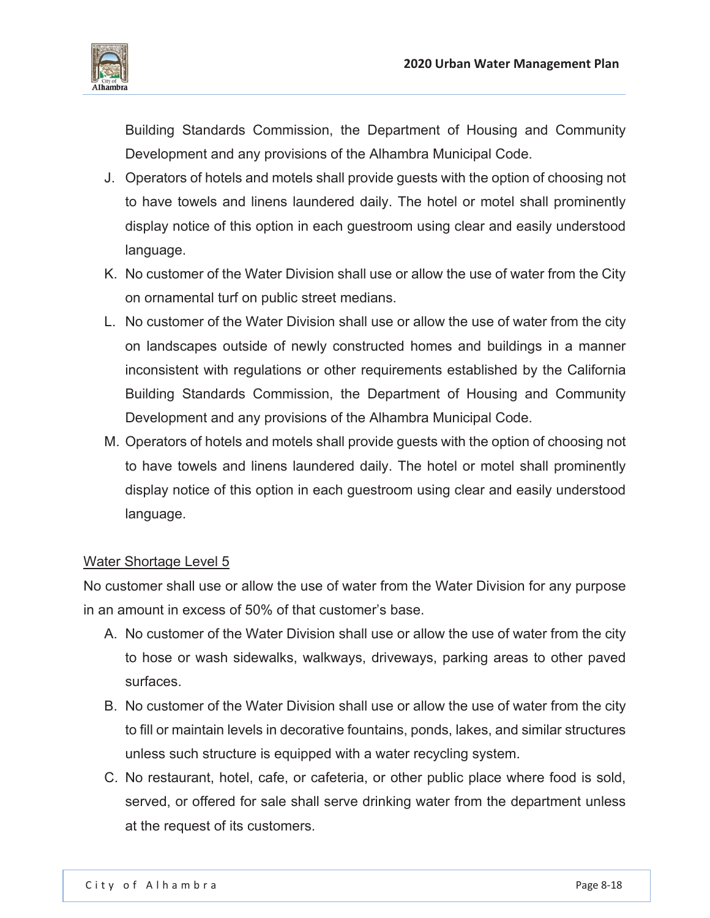Building Standards Commission, the Department of Housing and Community Development and any provisions of the Alhambra Municipal Code.

J. Operators of hotels and motels shall provide guests with the option of choosing not to have towels and linens laundered daily. The hotel or motel shall prominently display notice of this option in each guestroom using clear and easily understood language.
K. No customer of the Water Division shall use or allow the use of water from the City on ornamental turf on public street medians.
L. No customer of the Water Division shall use or allow the use of water from the city on landscapes outside of newly constructed homes and buildings in a manner inconsistent with regulations or other requirements established by the California Building Standards Commission, the Department of Housing and Community Development and any provisions of the Alhambra Municipal Code.
M. Operators of hotels and motels shall provide guests with the option of choosing not to have towels and linens laundered daily. The hotel or motel shall prominently display notice of this option in each guestroom using clear and easily understood language.

<u>Water Shortage Level 5</u>

No customer shall use or allow the use of water from the Water Division for any purpose in an amount in excess of 50% of that customer's base.

A. No customer of the Water Division shall use or allow the use of water from the city to hose or wash sidewalks, walkways, driveways, parking areas to other paved surfaces.
B. No customer of the Water Division shall use or allow the use of water from the city to fill or maintain levels in decorative fountains, ponds, lakes, and similar structures unless such structure is equipped with a water recycling system.
C. No restaurant, hotel, cafe, or cafeteria, or other public place where food is sold, served, or offered for sale shall serve drinking water from the department unless at the request of its customers.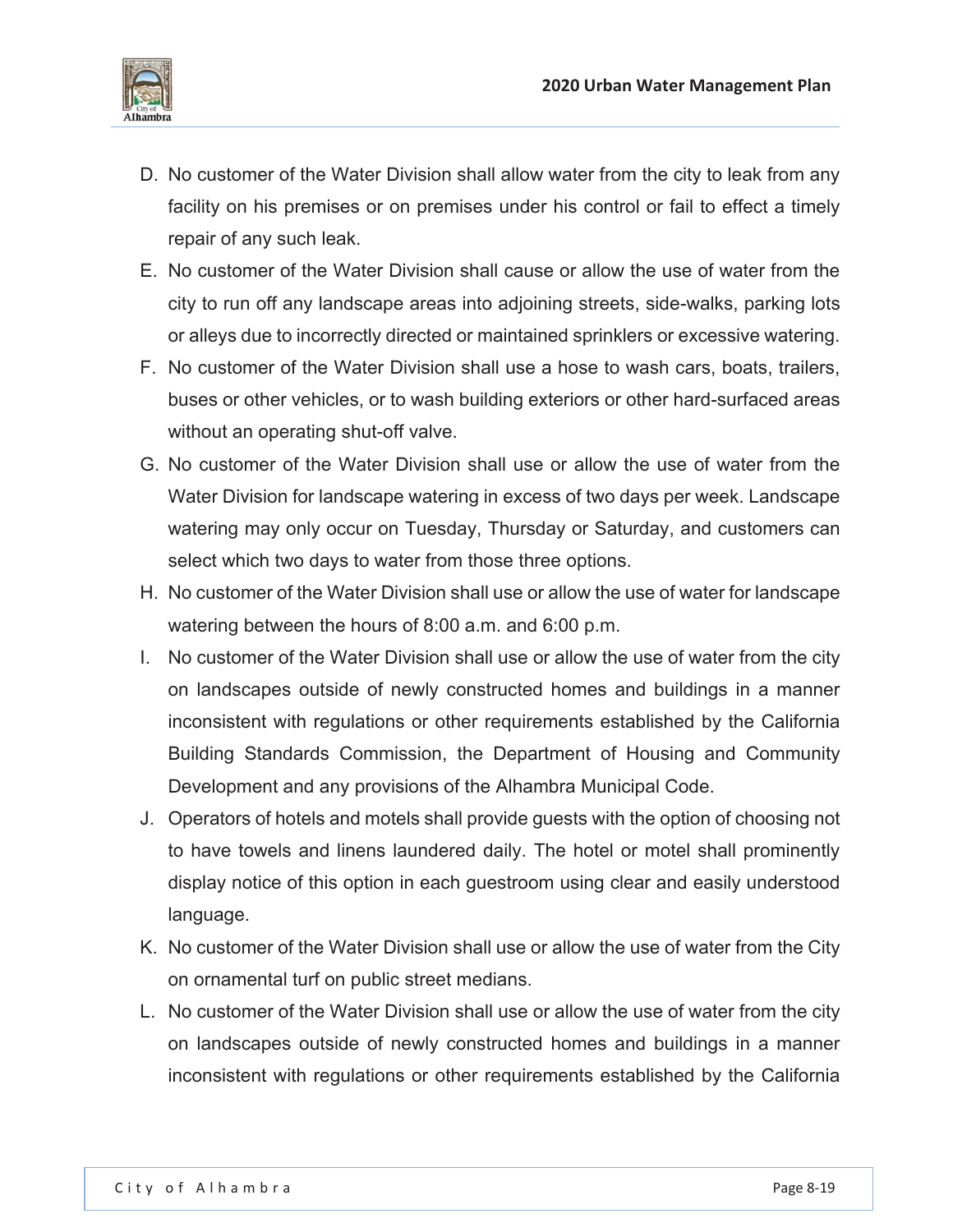D. No customer of the Water Division shall allow water from the city to leak from any facility on his premises or on premises under his control or fail to effect a timely repair of any such leak.
E. No customer of the Water Division shall cause or allow the use of water from the city to run off any landscape areas into adjoining streets, side-walks, parking lots or alleys due to incorrectly directed or maintained sprinklers or excessive watering.
F. No customer of the Water Division shall use a hose to wash cars, boats, trailers, buses or other vehicles, or to wash building exteriors or other hard-surfaced areas without an operating shut-off valve.
G. No customer of the Water Division shall use or allow the use of water from the Water Division for landscape watering in excess of two days per week. Landscape watering may only occur on Tuesday, Thursday or Saturday, and customers can select which two days to water from those three options.
H. No customer of the Water Division shall use or allow the use of water for landscape watering between the hours of 8:00 a.m. and 6:00 p.m.
I. No customer of the Water Division shall use or allow the use of water from the city on landscapes outside of newly constructed homes and buildings in a manner inconsistent with regulations or other requirements established by the California Building Standards Commission, the Department of Housing and Community Development and any provisions of the Alhambra Municipal Code.
J. Operators of hotels and motels shall provide guests with the option of choosing not to have towels and linens laundered daily. The hotel or motel shall prominently display notice of this option in each guestroom using clear and easily understood language.
K. No customer of the Water Division shall use or allow the use of water from the City on ornamental turf on public street medians.
L. No customer of the Water Division shall use or allow the use of water from the city on landscapes outside of newly constructed homes and buildings in a manner inconsistent with regulations or other requirements established by the California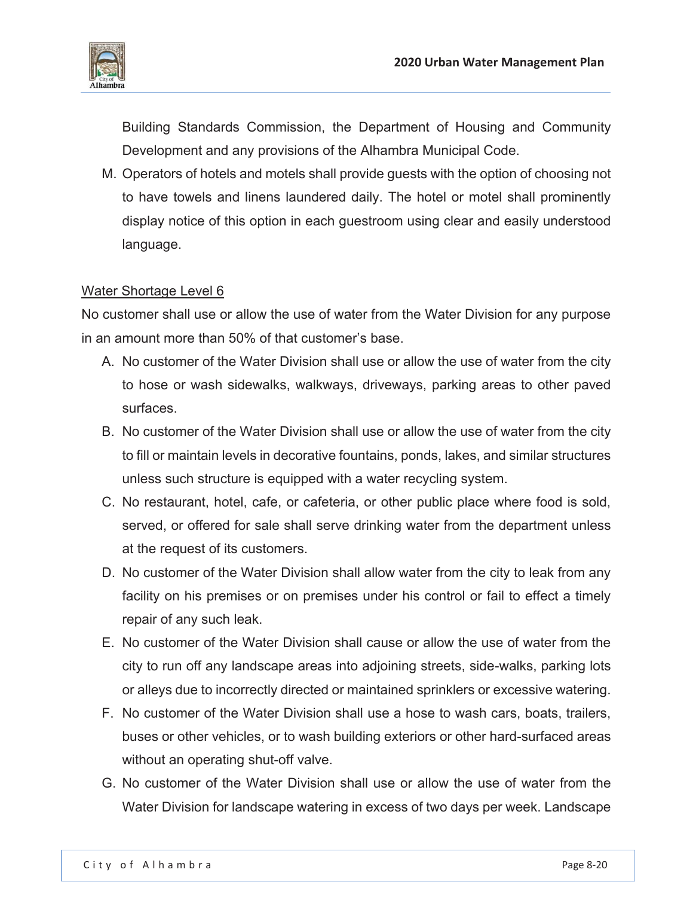Building Standards Commission, the Department of Housing and Community Development and any provisions of the Alhambra Municipal Code.

M. Operators of hotels and motels shall provide guests with the option of choosing not to have towels and linens laundered daily. The hotel or motel shall prominently display notice of this option in each guestroom using clear and easily understood language.

Water Shortage Level 6

No customer shall use or allow the use of water from the Water Division for any purpose in an amount more than 50% of that customer's base.

A. No customer of the Water Division shall use or allow the use of water from the city to hose or wash sidewalks, walkways, driveways, parking areas to other paved surfaces.

B. No customer of the Water Division shall use or allow the use of water from the city to fill or maintain levels in decorative fountains, ponds, lakes, and similar structures unless such structure is equipped with a water recycling system.

C. No restaurant, hotel, cafe, or cafeteria, or other public place where food is sold, served, or offered for sale shall serve drinking water from the department unless at the request of its customers.

D. No customer of the Water Division shall allow water from the city to leak from any facility on his premises or on premises under his control or fail to effect a timely repair of any such leak.

E. No customer of the Water Division shall cause or allow the use of water from the city to run off any landscape areas into adjoining streets, side-walks, parking lots or alleys due to incorrectly directed or maintained sprinklers or excessive watering.

F. No customer of the Water Division shall use a hose to wash cars, boats, trailers, buses or other vehicles, or to wash building exteriors or other hard-surfaced areas without an operating shut-off valve.

G. No customer of the Water Division shall use or allow the use of water from the Water Division for landscape watering in excess of two days per week. Landscape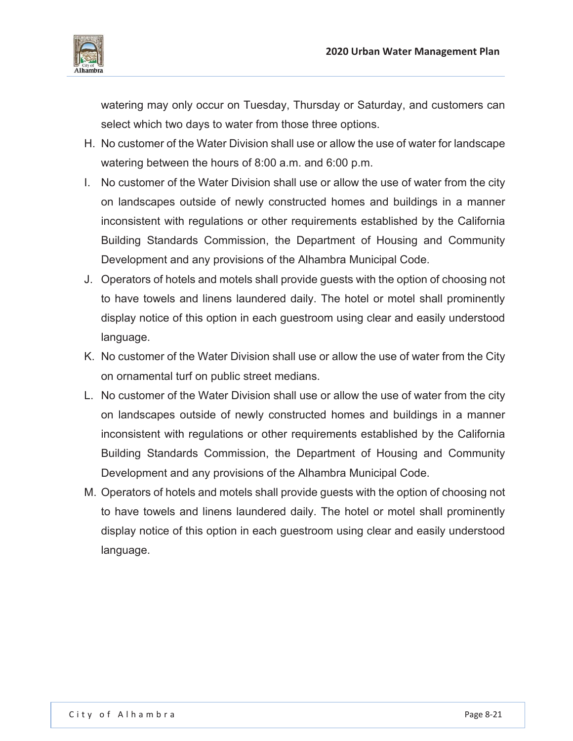watering may only occur on Tuesday, Thursday or Saturday, and customers can select which two days to water from those three options.

H. No customer of the Water Division shall use or allow the use of water for landscape watering between the hours of 8:00 a.m. and 6:00 p.m.

I. No customer of the Water Division shall use or allow the use of water from the city on landscapes outside of newly constructed homes and buildings in a manner inconsistent with regulations or other requirements established by the California Building Standards Commission, the Department of Housing and Community Development and any provisions of the Alhambra Municipal Code.

J. Operators of hotels and motels shall provide guests with the option of choosing not to have towels and linens laundered daily. The hotel or motel shall prominently display notice of this option in each guestroom using clear and easily understood language.

K. No customer of the Water Division shall use or allow the use of water from the City on ornamental turf on public street medians.

L. No customer of the Water Division shall use or allow the use of water from the city on landscapes outside of newly constructed homes and buildings in a manner inconsistent with regulations or other requirements established by the California Building Standards Commission, the Department of Housing and Community Development and any provisions of the Alhambra Municipal Code.

M. Operators of hotels and motels shall provide guests with the option of choosing not to have towels and linens laundered daily. The hotel or motel shall prominently display notice of this option in each guestroom using clear and easily understood language.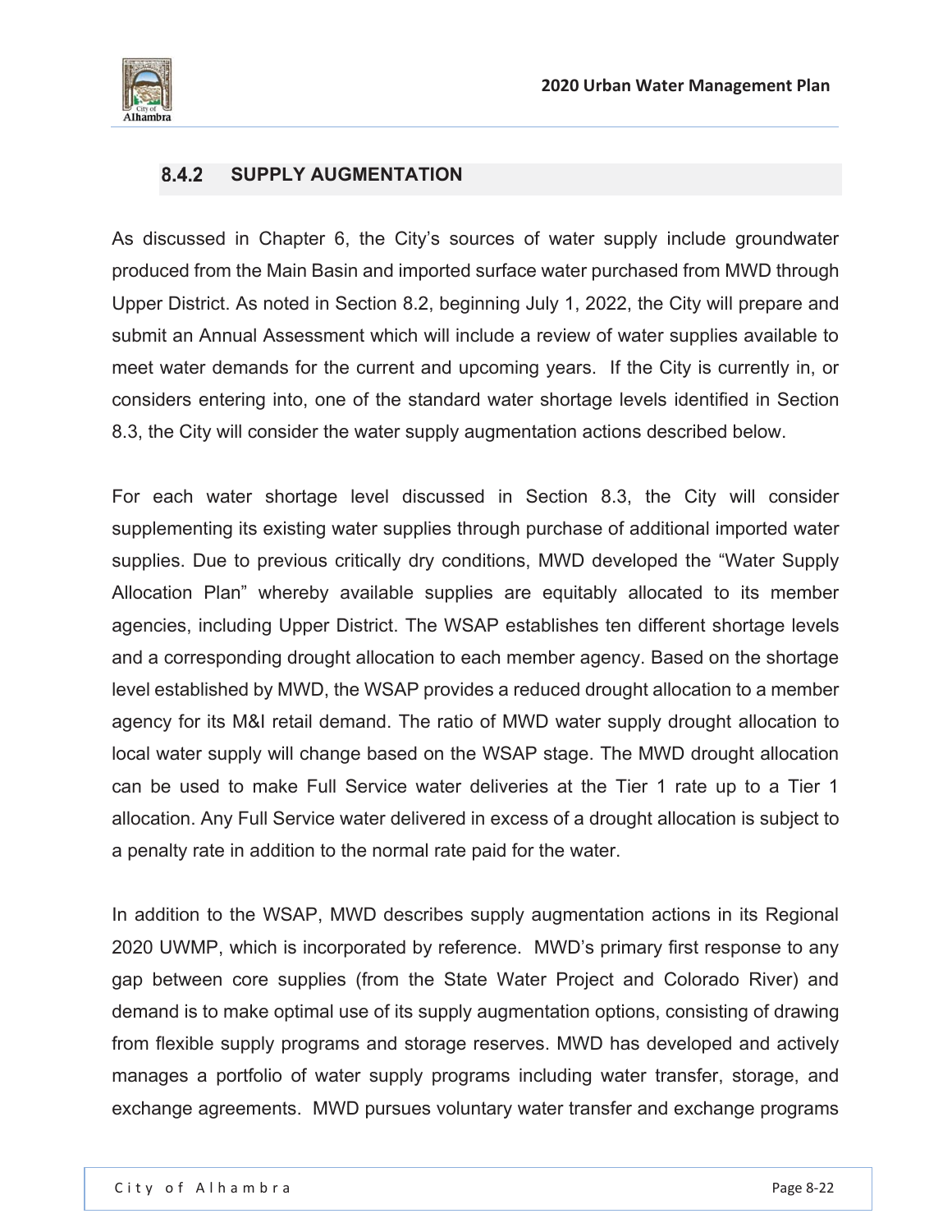### 8.4.2 SUPPLY AUGMENTATION

As discussed in Chapter 6, the City's sources of water supply include groundwater produced from the Main Basin and imported surface water purchased from MWD through Upper District. As noted in Section 8.2, beginning July 1, 2022, the City will prepare and submit an Annual Assessment which will include a review of water supplies available to meet water demands for the current and upcoming years. If the City is currently in, or considers entering into, one of the standard water shortage levels identified in Section 8.3, the City will consider the water supply augmentation actions described below.

For each water shortage level discussed in Section 8.3, the City will consider supplementing its existing water supplies through purchase of additional imported water supplies. Due to previous critically dry conditions, MWD developed the "Water Supply Allocation Plan" whereby available supplies are equitably allocated to its member agencies, including Upper District. The WSAP establishes ten different shortage levels and a corresponding drought allocation to each member agency. Based on the shortage level established by MWD, the WSAP provides a reduced drought allocation to a member agency for its M&I retail demand. The ratio of MWD water supply drought allocation to local water supply will change based on the WSAP stage. The MWD drought allocation can be used to make Full Service water deliveries at the Tier 1 rate up to a Tier 1 allocation. Any Full Service water delivered in excess of a drought allocation is subject to a penalty rate in addition to the normal rate paid for the water.

In addition to the WSAP, MWD describes supply augmentation actions in its Regional 2020 UWMP, which is incorporated by reference. MWD's primary first response to any gap between core supplies (from the State Water Project and Colorado River) and demand is to make optimal use of its supply augmentation options, consisting of drawing from flexible supply programs and storage reserves. MWD has developed and actively manages a portfolio of water supply programs including water transfer, storage, and exchange agreements. MWD pursues voluntary water transfer and exchange programs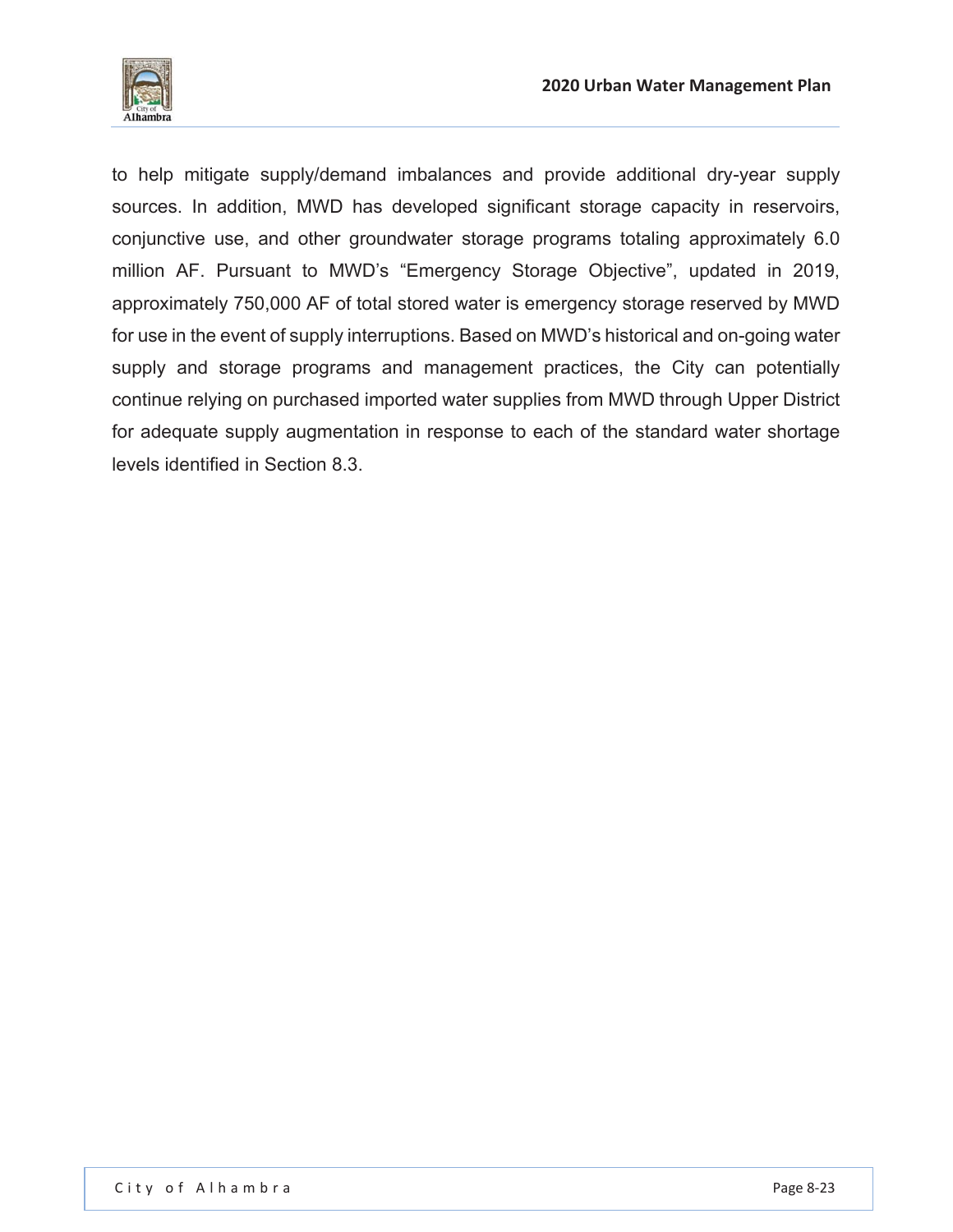to help mitigate supply/demand imbalances and provide additional dry-year supply sources. In addition, MWD has developed significant storage capacity in reservoirs, conjunctive use, and other groundwater storage programs totaling approximately 6.0 million AF. Pursuant to MWD's "Emergency Storage Objective", updated in 2019, approximately 750,000 AF of total stored water is emergency storage reserved by MWD for use in the event of supply interruptions. Based on MWD's historical and on-going water supply and storage programs and management practices, the City can potentially continue relying on purchased imported water supplies from MWD through Upper District for adequate supply augmentation in response to each of the standard water shortage levels identified in Section 8.3.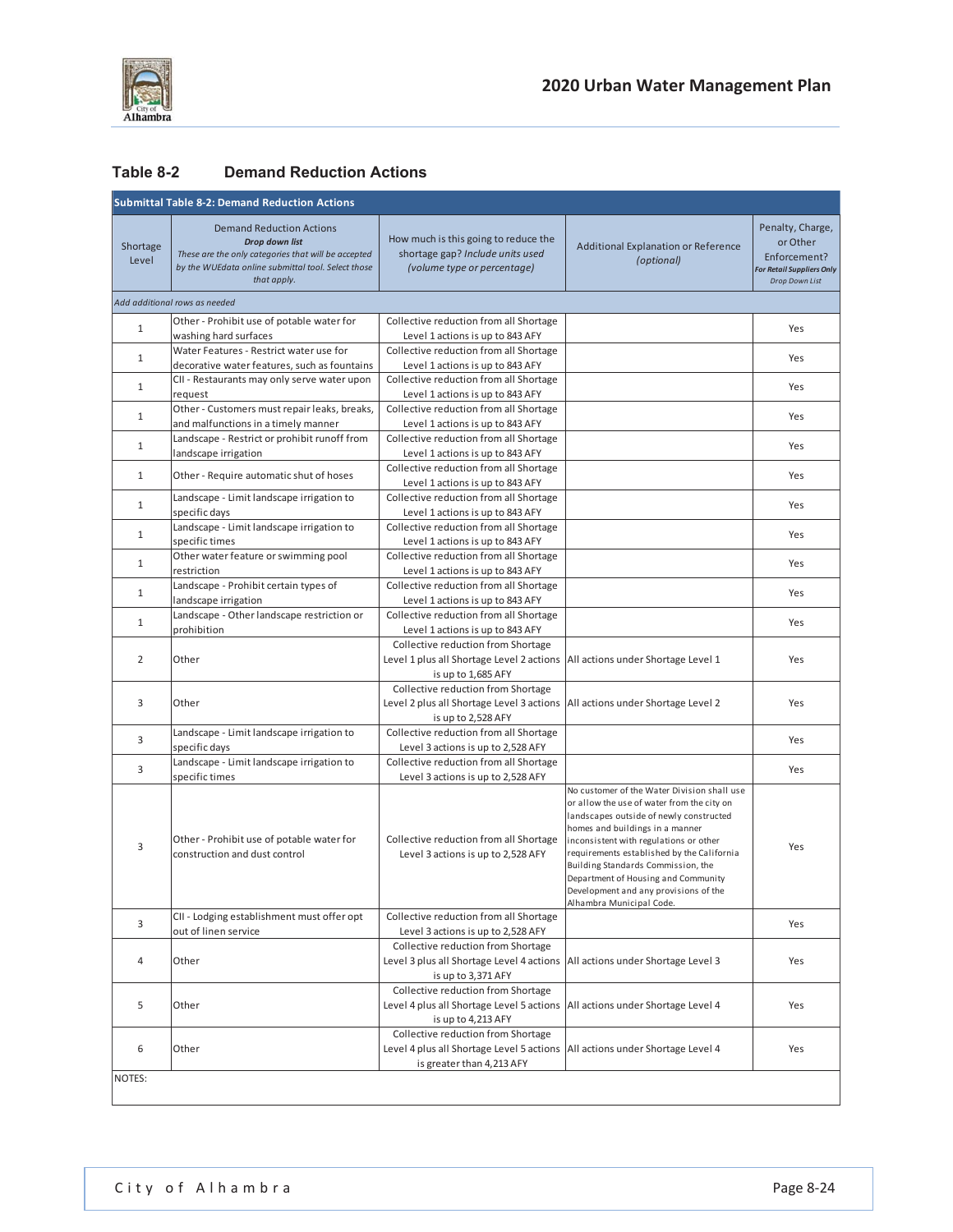## Table 8-2 Demand Reduction Actions

| Submittal Table 8-2: Demand Reduction Actions | | | | |
|---|---|---|---|---|
| Shortage Level | Demand Reduction Actions *Drop down list* *These are the only categories that will be accepted by the WUEdata online submittal tool. Select those that apply.* | How much is this going to reduce the shortage gap? *Include units used (volume type or percentage)* | Additional Explanation or Reference *(optional)* | Penalty, Charge, or Other Enforcement? *For Retail Suppliers Only* *Drop Down List* |
| *Add additional rows as needed* | | | | |
| 1 | Other - Prohibit use of potable water for washing hard surfaces | Collective reduction from all Shortage Level 1 actions is up to 843 AFY | | Yes |
| 1 | Water Features - Restrict water use for decorative water features, such as fountains | Collective reduction from all Shortage Level 1 actions is up to 843 AFY | | Yes |
| 1 | CII - Restaurants may only serve water upon request | Collective reduction from all Shortage Level 1 actions is up to 843 AFY | | Yes |
| 1 | Other - Customers must repair leaks, breaks, and malfunctions in a timely manner | Collective reduction from all Shortage Level 1 actions is up to 843 AFY | | Yes |
| 1 | Landscape - Restrict or prohibit runoff from landscape irrigation | Collective reduction from all Shortage Level 1 actions is up to 843 AFY | | Yes |
| 1 | Other - Require automatic shut of hoses | Collective reduction from all Shortage Level 1 actions is up to 843 AFY | | Yes |
| 1 | Landscape - Limit landscape irrigation to specific days | Collective reduction from all Shortage Level 1 actions is up to 843 AFY | | Yes |
| 1 | Landscape - Limit landscape irrigation to specific times | Collective reduction from all Shortage Level 1 actions is up to 843 AFY | | Yes |
| 1 | Other water feature or swimming pool restriction | Collective reduction from all Shortage Level 1 actions is up to 843 AFY | | Yes |
| 1 | Landscape - Prohibit certain types of landscape irrigation | Collective reduction from all Shortage Level 1 actions is up to 843 AFY | | Yes |
| 1 | Landscape - Other landscape restriction or prohibition | Collective reduction from all Shortage Level 1 actions is up to 843 AFY | | Yes |
| 2 | Other | Collective reduction from Shortage Level 1 plus all Shortage Level 2 actions is up to 1,685 AFY | All actions under Shortage Level 1 | Yes |
| 3 | Other | Collective reduction from Shortage Level 2 plus all Shortage Level 3 actions is up to 2,528 AFY | All actions under Shortage Level 2 | Yes |
| 3 | Landscape - Limit landscape irrigation to specific days | Collective reduction from all Shortage Level 3 actions is up to 2,528 AFY | | Yes |
| 3 | Landscape - Limit landscape irrigation to specific times | Collective reduction from all Shortage Level 3 actions is up to 2,528 AFY | | Yes |
| 3 | Other - Prohibit use of potable water for construction and dust control | Collective reduction from all Shortage Level 3 actions is up to 2,528 AFY | No customer of the Water Division shall use or allow the use of water from the city on landscapes outside of newly constructed homes and buildings in a manner inconsistent with regulations or other requirements established by the California Building Standards Commission, the Department of Housing and Community Development and any provisions of the Alhambra Municipal Code. | Yes |
| 3 | CII - Lodging establishment must offer opt out of linen service | Collective reduction from all Shortage Level 3 actions is up to 2,528 AFY | | Yes |
| 4 | Other | Collective reduction from Shortage Level 3 plus all Shortage Level 4 actions is up to 3,371 AFY | All actions under Shortage Level 3 | Yes |
| 5 | Other | Collective reduction from Shortage Level 4 plus all Shortage Level 5 actions is up to 4,213 AFY | All actions under Shortage Level 4 | Yes |
| 6 | Other | Collective reduction from Shortage Level 4 plus all Shortage Level 5 actions is greater than 4,213 AFY | All actions under Shortage Level 4 | Yes |
| NOTES: | | | | |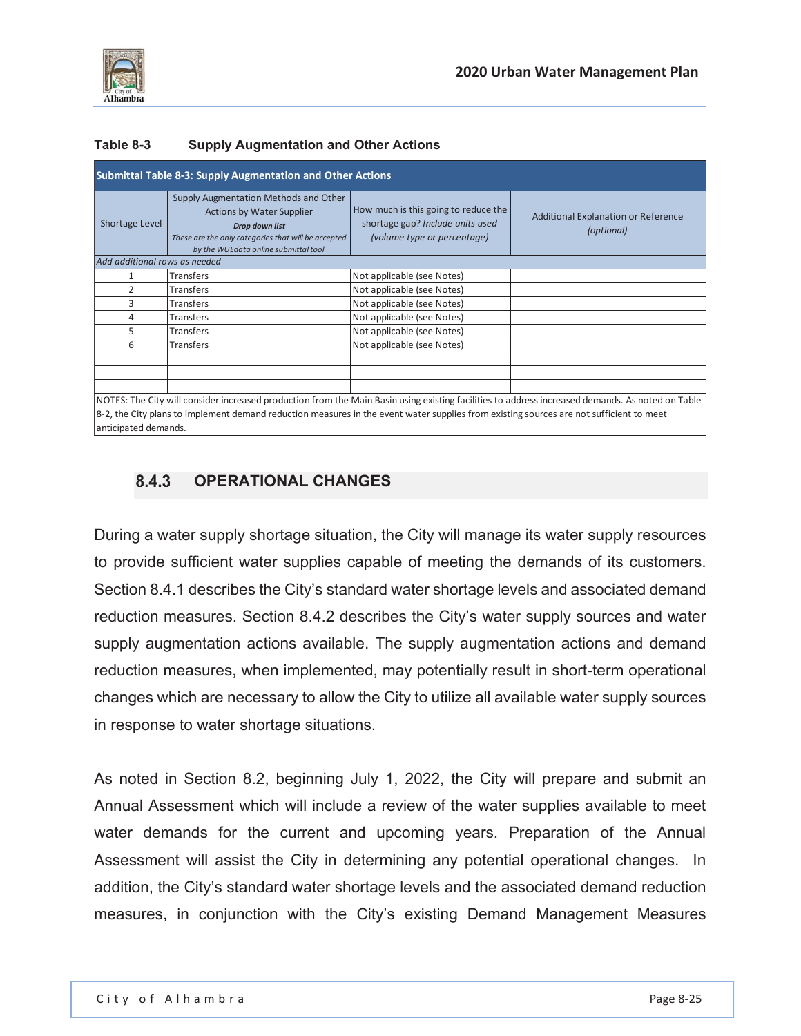**Table 8-3 Supply Augmentation and Other Actions**

| Submittal Table 8-3: Supply Augmentation and Other Actions | | | |
|---|---|---|---|
| Shortage Level | Supply Augmentation Methods and Other Actions by Water Supplier ***Drop down list*** *These are the only categories that will be accepted by the WUEdata online submittal tool* | How much is this going to reduce the shortage gap? *Include units used (volume type or percentage)* | Additional Explanation or Reference *(optional)* |
| *Add additional rows as needed* | | | |
| 1 | Transfers | Not applicable (see Notes) | |
| 2 | Transfers | Not applicable (see Notes) | |
| 3 | Transfers | Not applicable (see Notes) | |
| 4 | Transfers | Not applicable (see Notes) | |
| 5 | Transfers | Not applicable (see Notes) | |
| 6 | Transfers | Not applicable (see Notes) | |
| | | | |
| | | | |
| | | | |

NOTES: The City will consider increased production from the Main Basin using existing facilities to address increased demands. As noted on Table 8-2, the City plans to implement demand reduction measures in the event water supplies from existing sources are not sufficient to meet anticipated demands.

### 8.4.3 OPERATIONAL CHANGES

During a water supply shortage situation, the City will manage its water supply resources to provide sufficient water supplies capable of meeting the demands of its customers. Section 8.4.1 describes the City's standard water shortage levels and associated demand reduction measures. Section 8.4.2 describes the City's water supply sources and water supply augmentation actions available. The supply augmentation actions and demand reduction measures, when implemented, may potentially result in short-term operational changes which are necessary to allow the City to utilize all available water supply sources in response to water shortage situations.

As noted in Section 8.2, beginning July 1, 2022, the City will prepare and submit an Annual Assessment which will include a review of the water supplies available to meet water demands for the current and upcoming years. Preparation of the Annual Assessment will assist the City in determining any potential operational changes. In addition, the City's standard water shortage levels and the associated demand reduction measures, in conjunction with the City's existing Demand Management Measures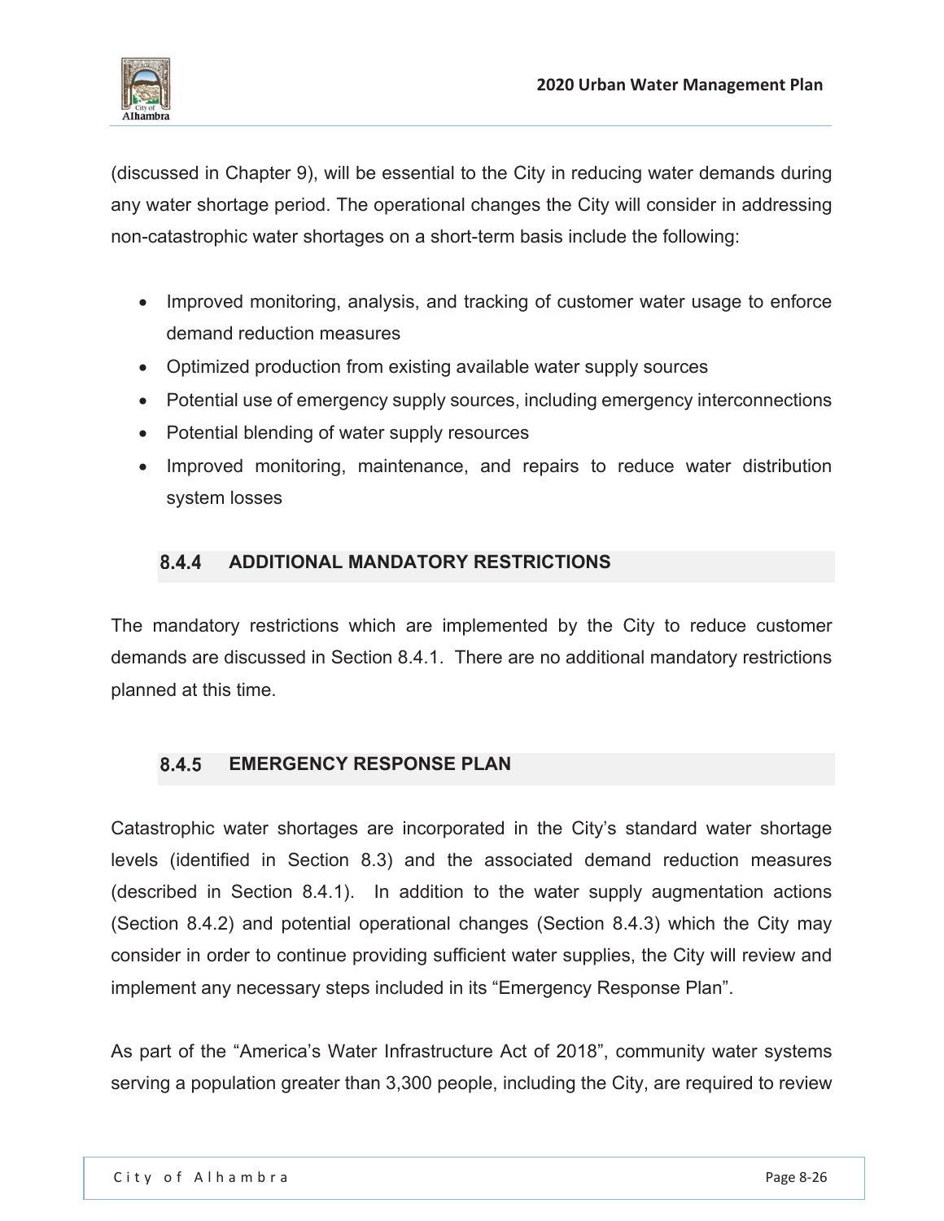(discussed in Chapter 9), will be essential to the City in reducing water demands during any water shortage period. The operational changes the City will consider in addressing non-catastrophic water shortages on a short-term basis include the following:

- Improved monitoring, analysis, and tracking of customer water usage to enforce demand reduction measures
- Optimized production from existing available water supply sources
- Potential use of emergency supply sources, including emergency interconnections
- Potential blending of water supply resources
- Improved monitoring, maintenance, and repairs to reduce water distribution system losses

### 8.4.4 ADDITIONAL MANDATORY RESTRICTIONS

The mandatory restrictions which are implemented by the City to reduce customer demands are discussed in Section 8.4.1. There are no additional mandatory restrictions planned at this time.

### 8.4.5 EMERGENCY RESPONSE PLAN

Catastrophic water shortages are incorporated in the City's standard water shortage levels (identified in Section 8.3) and the associated demand reduction measures (described in Section 8.4.1). In addition to the water supply augmentation actions (Section 8.4.2) and potential operational changes (Section 8.4.3) which the City may consider in order to continue providing sufficient water supplies, the City will review and implement any necessary steps included in its "Emergency Response Plan".

As part of the "America's Water Infrastructure Act of 2018", community water systems serving a population greater than 3,300 people, including the City, are required to review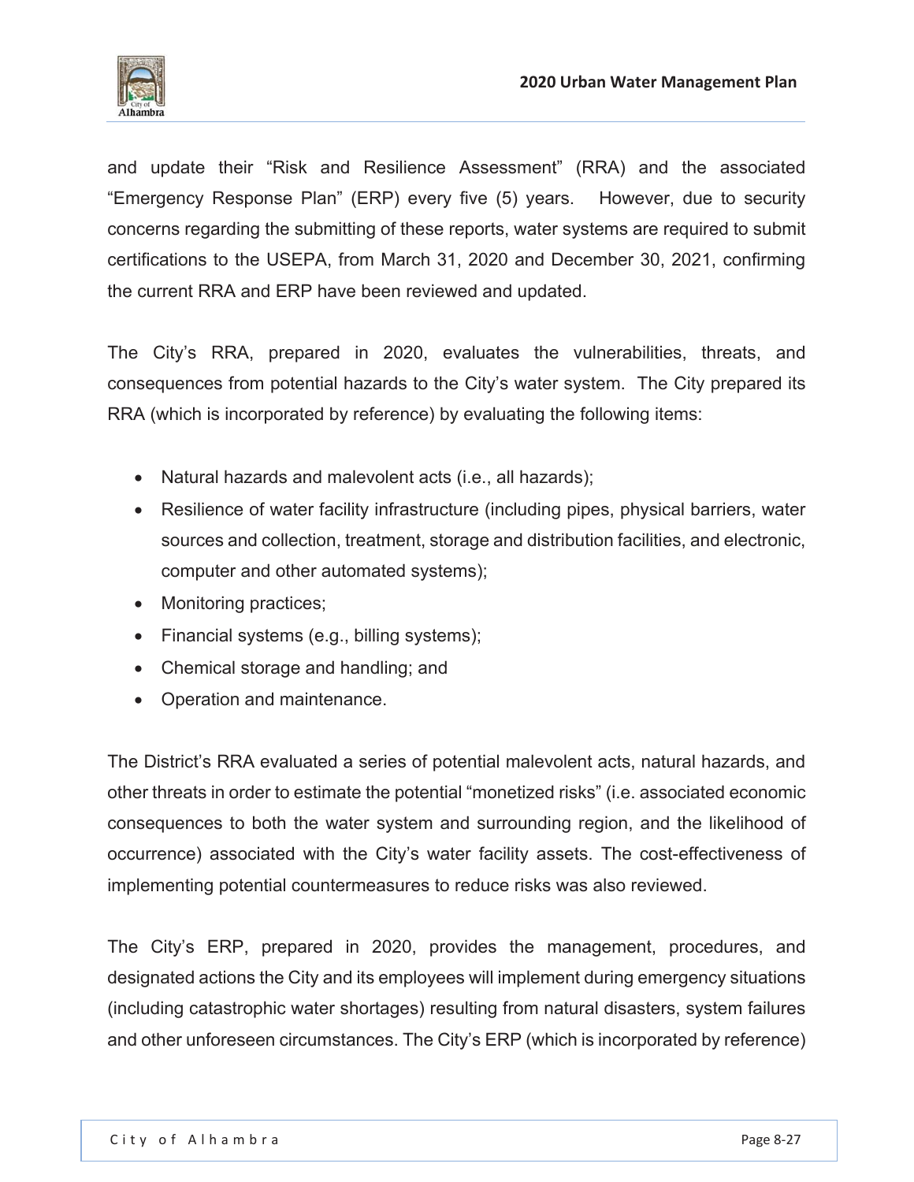and update their "Risk and Resilience Assessment" (RRA) and the associated "Emergency Response Plan" (ERP) every five (5) years. However, due to security concerns regarding the submitting of these reports, water systems are required to submit certifications to the USEPA, from March 31, 2020 and December 30, 2021, confirming the current RRA and ERP have been reviewed and updated.

The City's RRA, prepared in 2020, evaluates the vulnerabilities, threats, and consequences from potential hazards to the City's water system. The City prepared its RRA (which is incorporated by reference) by evaluating the following items:

- Natural hazards and malevolent acts (i.e., all hazards);
- Resilience of water facility infrastructure (including pipes, physical barriers, water sources and collection, treatment, storage and distribution facilities, and electronic, computer and other automated systems);
- Monitoring practices;
- Financial systems (e.g., billing systems);
- Chemical storage and handling; and
- Operation and maintenance.

The District's RRA evaluated a series of potential malevolent acts, natural hazards, and other threats in order to estimate the potential "monetized risks" (i.e. associated economic consequences to both the water system and surrounding region, and the likelihood of occurrence) associated with the City's water facility assets. The cost-effectiveness of implementing potential countermeasures to reduce risks was also reviewed.

The City's ERP, prepared in 2020, provides the management, procedures, and designated actions the City and its employees will implement during emergency situations (including catastrophic water shortages) resulting from natural disasters, system failures and other unforeseen circumstances. The City's ERP (which is incorporated by reference)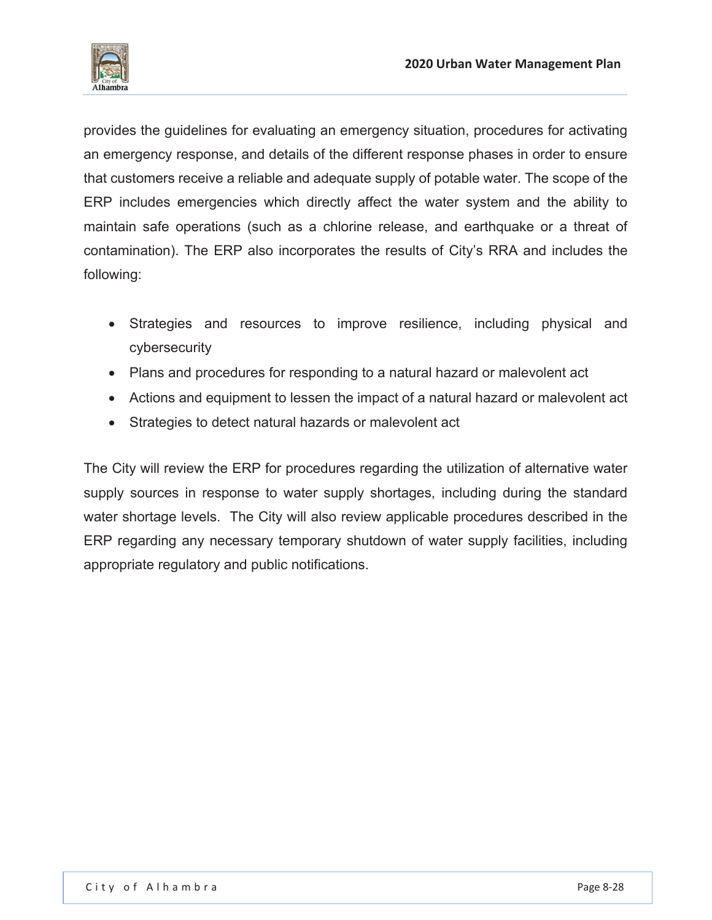provides the guidelines for evaluating an emergency situation, procedures for activating an emergency response, and details of the different response phases in order to ensure that customers receive a reliable and adequate supply of potable water. The scope of the ERP includes emergencies which directly affect the water system and the ability to maintain safe operations (such as a chlorine release, and earthquake or a threat of contamination). The ERP also incorporates the results of City's RRA and includes the following:

- Strategies and resources to improve resilience, including physical and cybersecurity
- Plans and procedures for responding to a natural hazard or malevolent act
- Actions and equipment to lessen the impact of a natural hazard or malevolent act
- Strategies to detect natural hazards or malevolent act

The City will review the ERP for procedures regarding the utilization of alternative water supply sources in response to water supply shortages, including during the standard water shortage levels. The City will also review applicable procedures described in the ERP regarding any necessary temporary shutdown of water supply facilities, including appropriate regulatory and public notifications.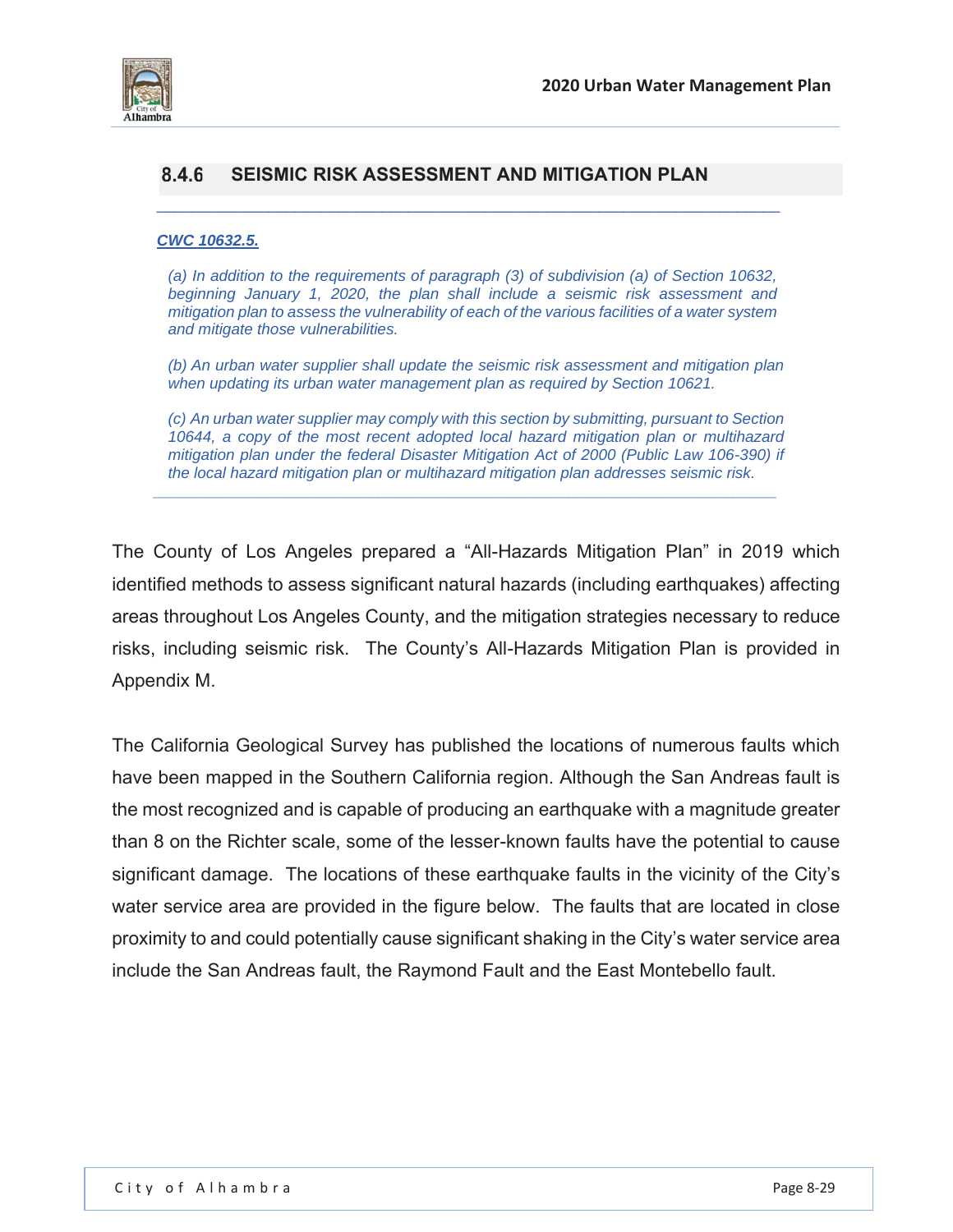### 8.4.6 SEISMIC RISK ASSESSMENT AND MITIGATION PLAN

***CWC 10632.5.***

*(a) In addition to the requirements of paragraph (3) of subdivision (a) of Section 10632, beginning January 1, 2020, the plan shall include a seismic risk assessment and mitigation plan to assess the vulnerability of each of the various facilities of a water system and mitigate those vulnerabilities.*

*(b) An urban water supplier shall update the seismic risk assessment and mitigation plan when updating its urban water management plan as required by Section 10621.*

*(c) An urban water supplier may comply with this section by submitting, pursuant to Section 10644, a copy of the most recent adopted local hazard mitigation plan or multihazard mitigation plan under the federal Disaster Mitigation Act of 2000 (Public Law 106-390) if the local hazard mitigation plan or multihazard mitigation plan addresses seismic risk.*

The County of Los Angeles prepared a "All-Hazards Mitigation Plan" in 2019 which identified methods to assess significant natural hazards (including earthquakes) affecting areas throughout Los Angeles County, and the mitigation strategies necessary to reduce risks, including seismic risk. The County's All-Hazards Mitigation Plan is provided in Appendix M.

The California Geological Survey has published the locations of numerous faults which have been mapped in the Southern California region. Although the San Andreas fault is the most recognized and is capable of producing an earthquake with a magnitude greater than 8 on the Richter scale, some of the lesser-known faults have the potential to cause significant damage. The locations of these earthquake faults in the vicinity of the City's water service area are provided in the figure below. The faults that are located in close proximity to and could potentially cause significant shaking in the City's water service area include the San Andreas fault, the Raymond Fault and the East Montebello fault.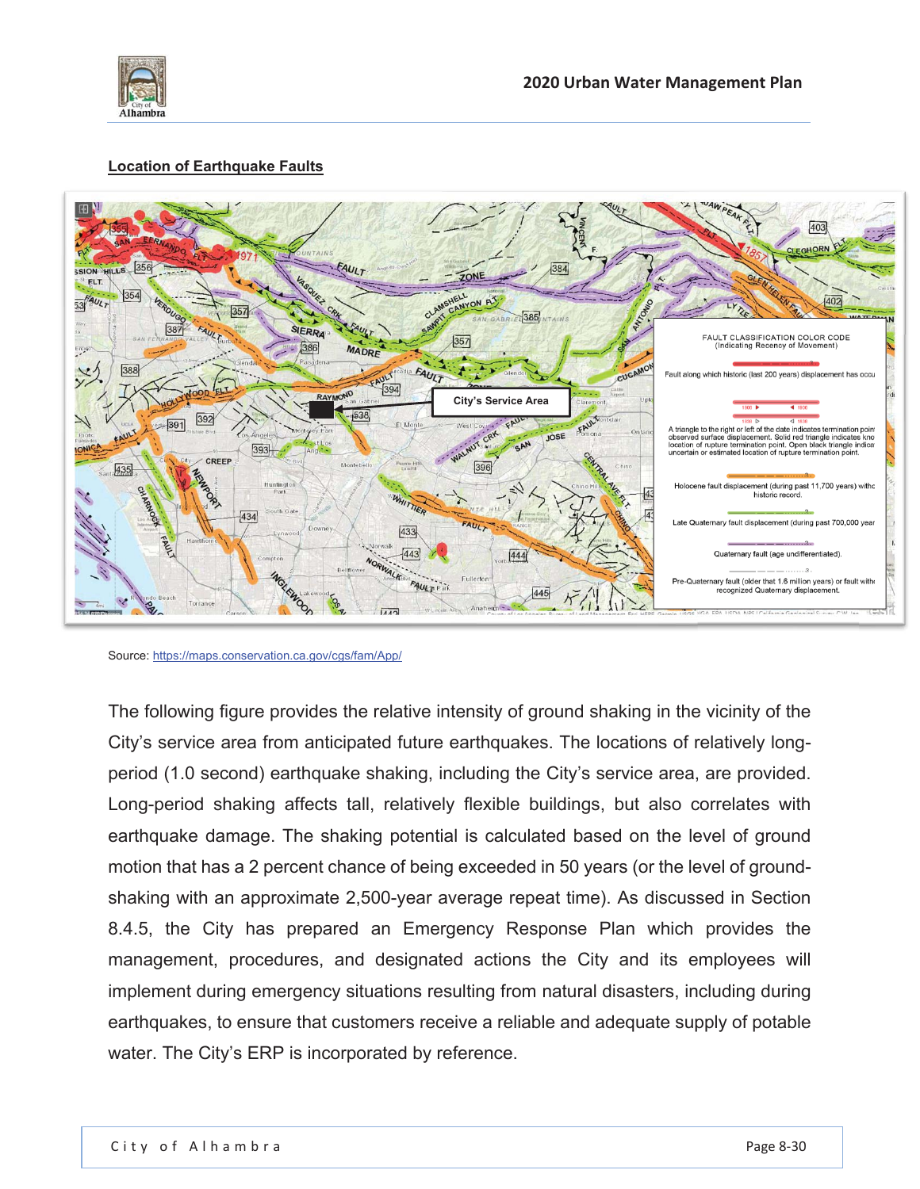**Location of Earthquake Faults**

Source: https://maps.conservation.ca.gov/cgs/fam/App/

The following figure provides the relative intensity of ground shaking in the vicinity of the City's service area from anticipated future earthquakes. The locations of relatively long-period (1.0 second) earthquake shaking, including the City's service area, are provided. Long-period shaking affects tall, relatively flexible buildings, but also correlates with earthquake damage. The shaking potential is calculated based on the level of ground motion that has a 2 percent chance of being exceeded in 50 years (or the level of ground-shaking with an approximate 2,500-year average repeat time). As discussed in Section 8.4.5, the City has prepared an Emergency Response Plan which provides the management, procedures, and designated actions the City and its employees will implement during emergency situations resulting from natural disasters, including during earthquakes, to ensure that customers receive a reliable and adequate supply of potable water. The City's ERP is incorporated by reference.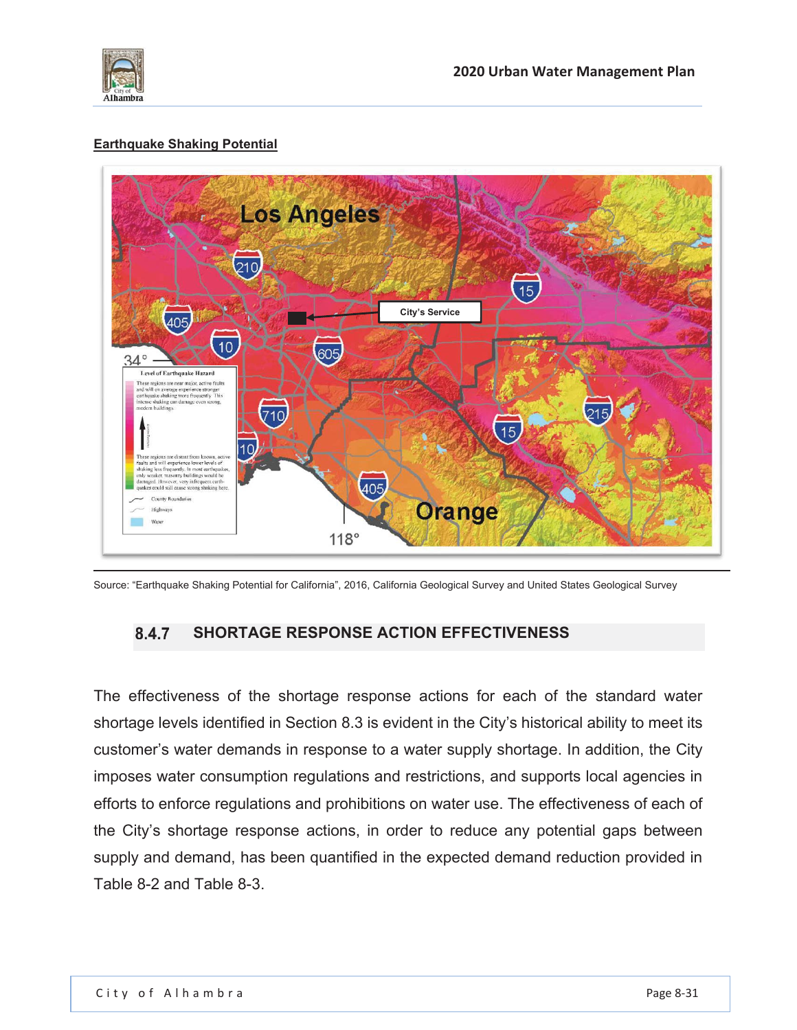**Earthquake Shaking Potential**

Source: "Earthquake Shaking Potential for California", 2016, California Geological Survey and United States Geological Survey

### 8.4.7 SHORTAGE RESPONSE ACTION EFFECTIVENESS

The effectiveness of the shortage response actions for each of the standard water shortage levels identified in Section 8.3 is evident in the City's historical ability to meet its customer's water demands in response to a water supply shortage. In addition, the City imposes water consumption regulations and restrictions, and supports local agencies in efforts to enforce regulations and prohibitions on water use. The effectiveness of each of the City's shortage response actions, in order to reduce any potential gaps between supply and demand, has been quantified in the expected demand reduction provided in Table 8-2 and Table 8-3.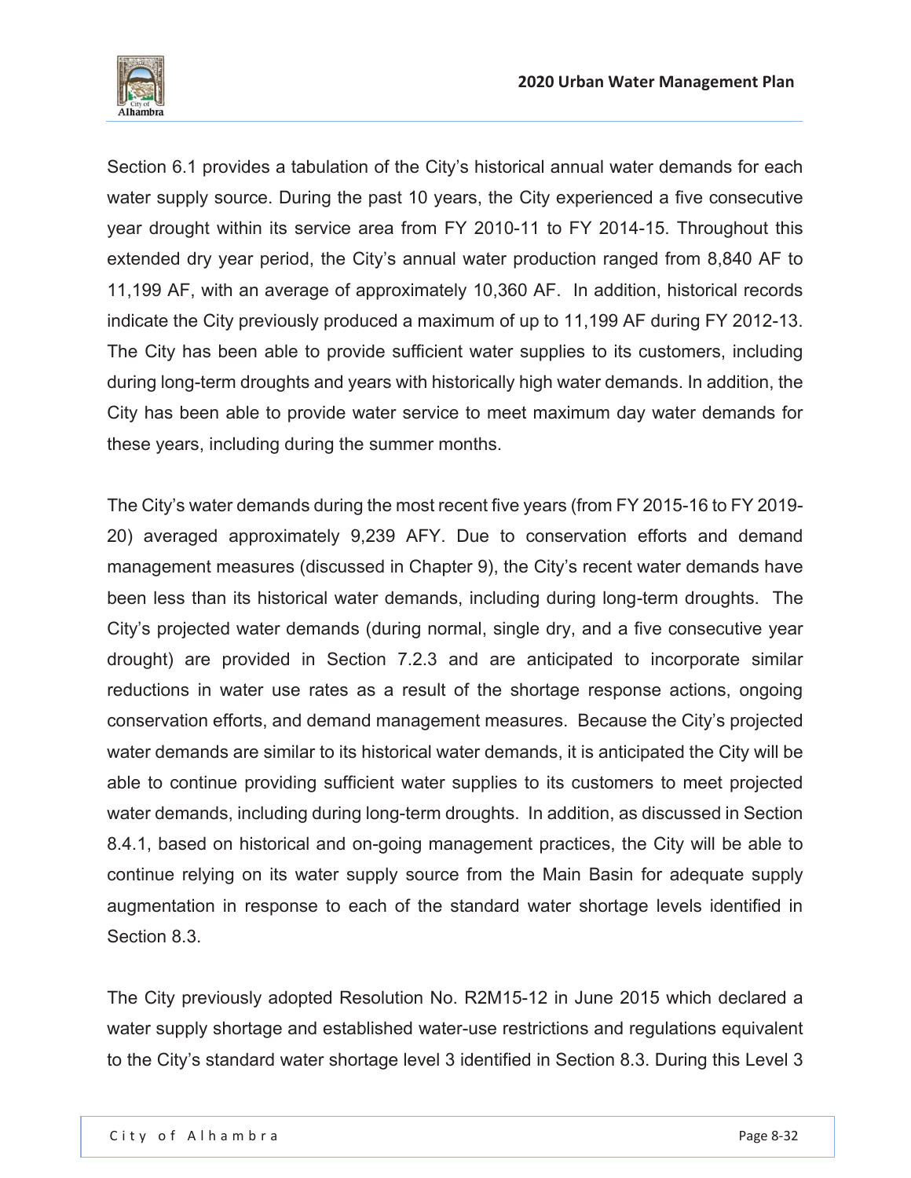Section 6.1 provides a tabulation of the City's historical annual water demands for each water supply source. During the past 10 years, the City experienced a five consecutive year drought within its service area from FY 2010-11 to FY 2014-15. Throughout this extended dry year period, the City's annual water production ranged from 8,840 AF to 11,199 AF, with an average of approximately 10,360 AF. In addition, historical records indicate the City previously produced a maximum of up to 11,199 AF during FY 2012-13. The City has been able to provide sufficient water supplies to its customers, including during long-term droughts and years with historically high water demands. In addition, the City has been able to provide water service to meet maximum day water demands for these years, including during the summer months.

The City's water demands during the most recent five years (from FY 2015-16 to FY 2019-20) averaged approximately 9,239 AFY. Due to conservation efforts and demand management measures (discussed in Chapter 9), the City's recent water demands have been less than its historical water demands, including during long-term droughts. The City's projected water demands (during normal, single dry, and a five consecutive year drought) are provided in Section 7.2.3 and are anticipated to incorporate similar reductions in water use rates as a result of the shortage response actions, ongoing conservation efforts, and demand management measures. Because the City's projected water demands are similar to its historical water demands, it is anticipated the City will be able to continue providing sufficient water supplies to its customers to meet projected water demands, including during long-term droughts. In addition, as discussed in Section 8.4.1, based on historical and on-going management practices, the City will be able to continue relying on its water supply source from the Main Basin for adequate supply augmentation in response to each of the standard water shortage levels identified in Section 8.3.

The City previously adopted Resolution No. R2M15-12 in June 2015 which declared a water supply shortage and established water-use restrictions and regulations equivalent to the City's standard water shortage level 3 identified in Section 8.3. During this Level 3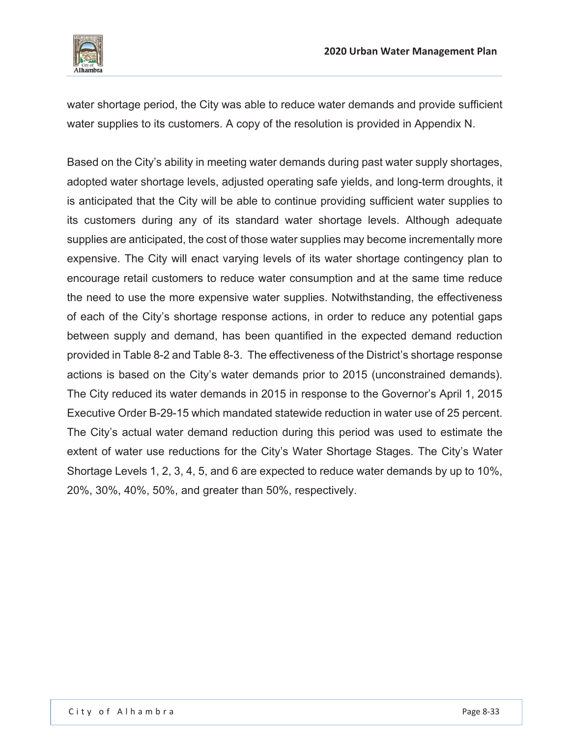water shortage period, the City was able to reduce water demands and provide sufficient water supplies to its customers. A copy of the resolution is provided in Appendix N.

Based on the City's ability in meeting water demands during past water supply shortages, adopted water shortage levels, adjusted operating safe yields, and long-term droughts, it is anticipated that the City will be able to continue providing sufficient water supplies to its customers during any of its standard water shortage levels. Although adequate supplies are anticipated, the cost of those water supplies may become incrementally more expensive. The City will enact varying levels of its water shortage contingency plan to encourage retail customers to reduce water consumption and at the same time reduce the need to use the more expensive water supplies. Notwithstanding, the effectiveness of each of the City's shortage response actions, in order to reduce any potential gaps between supply and demand, has been quantified in the expected demand reduction provided in Table 8-2 and Table 8-3. The effectiveness of the District's shortage response actions is based on the City's water demands prior to 2015 (unconstrained demands). The City reduced its water demands in 2015 in response to the Governor's April 1, 2015 Executive Order B-29-15 which mandated statewide reduction in water use of 25 percent. The City's actual water demand reduction during this period was used to estimate the extent of water use reductions for the City's Water Shortage Stages. The City's Water Shortage Levels 1, 2, 3, 4, 5, and 6 are expected to reduce water demands by up to 10%, 20%, 30%, 40%, 50%, and greater than 50%, respectively.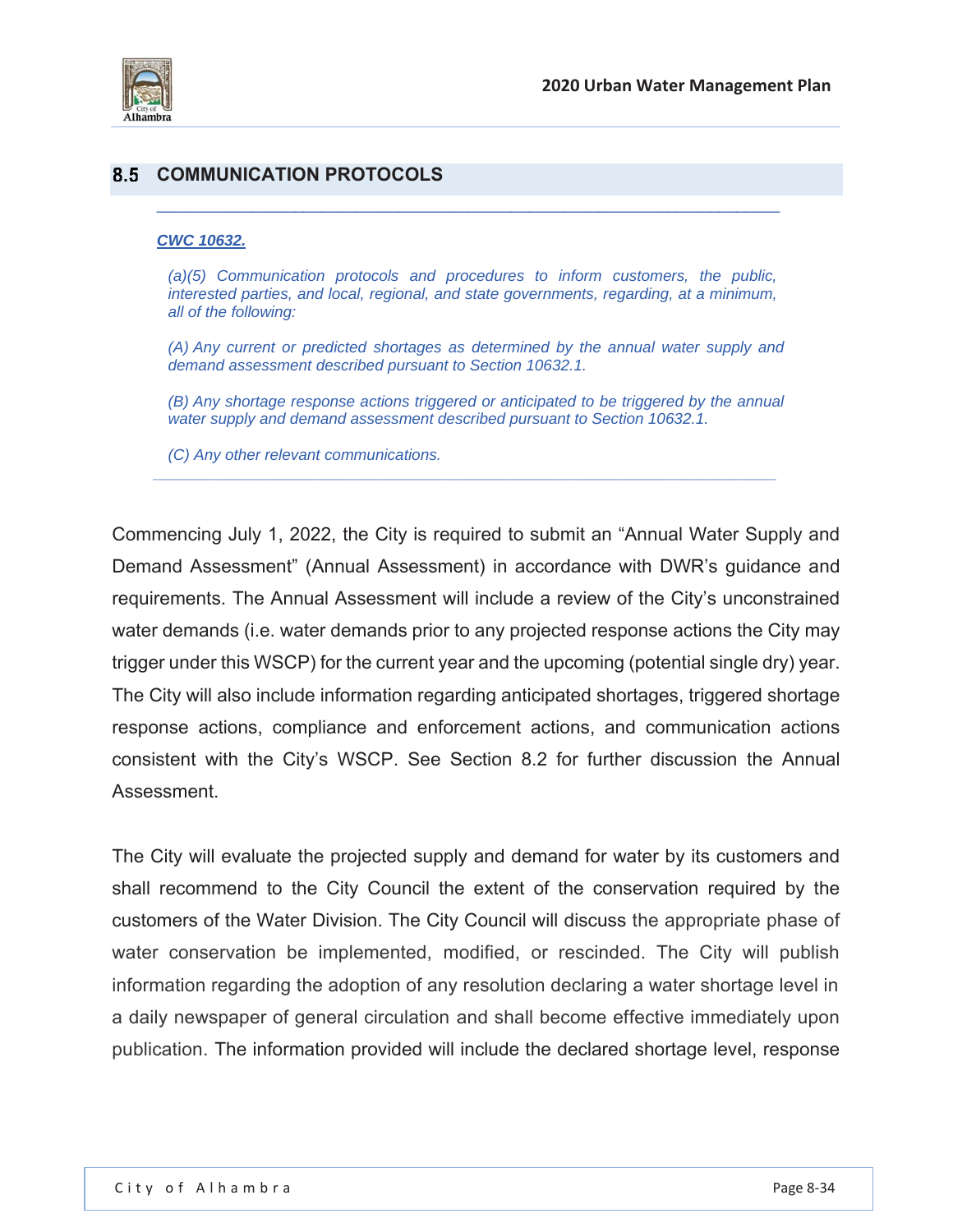## 8.5 COMMUNICATION PROTOCOLS

***CWC 10632.***

*(a)(5) Communication protocols and procedures to inform customers, the public, interested parties, and local, regional, and state governments, regarding, at a minimum, all of the following:*

*(A) Any current or predicted shortages as determined by the annual water supply and demand assessment described pursuant to Section 10632.1.*

*(B) Any shortage response actions triggered or anticipated to be triggered by the annual water supply and demand assessment described pursuant to Section 10632.1.*

*(C) Any other relevant communications.*

Commencing July 1, 2022, the City is required to submit an "Annual Water Supply and Demand Assessment" (Annual Assessment) in accordance with DWR's guidance and requirements. The Annual Assessment will include a review of the City's unconstrained water demands (i.e. water demands prior to any projected response actions the City may trigger under this WSCP) for the current year and the upcoming (potential single dry) year. The City will also include information regarding anticipated shortages, triggered shortage response actions, compliance and enforcement actions, and communication actions consistent with the City's WSCP. See Section 8.2 for further discussion the Annual Assessment.

The City will evaluate the projected supply and demand for water by its customers and shall recommend to the City Council the extent of the conservation required by the customers of the Water Division. The City Council will discuss the appropriate phase of water conservation be implemented, modified, or rescinded. The City will publish information regarding the adoption of any resolution declaring a water shortage level in a daily newspaper of general circulation and shall become effective immediately upon publication. The information provided will include the declared shortage level, response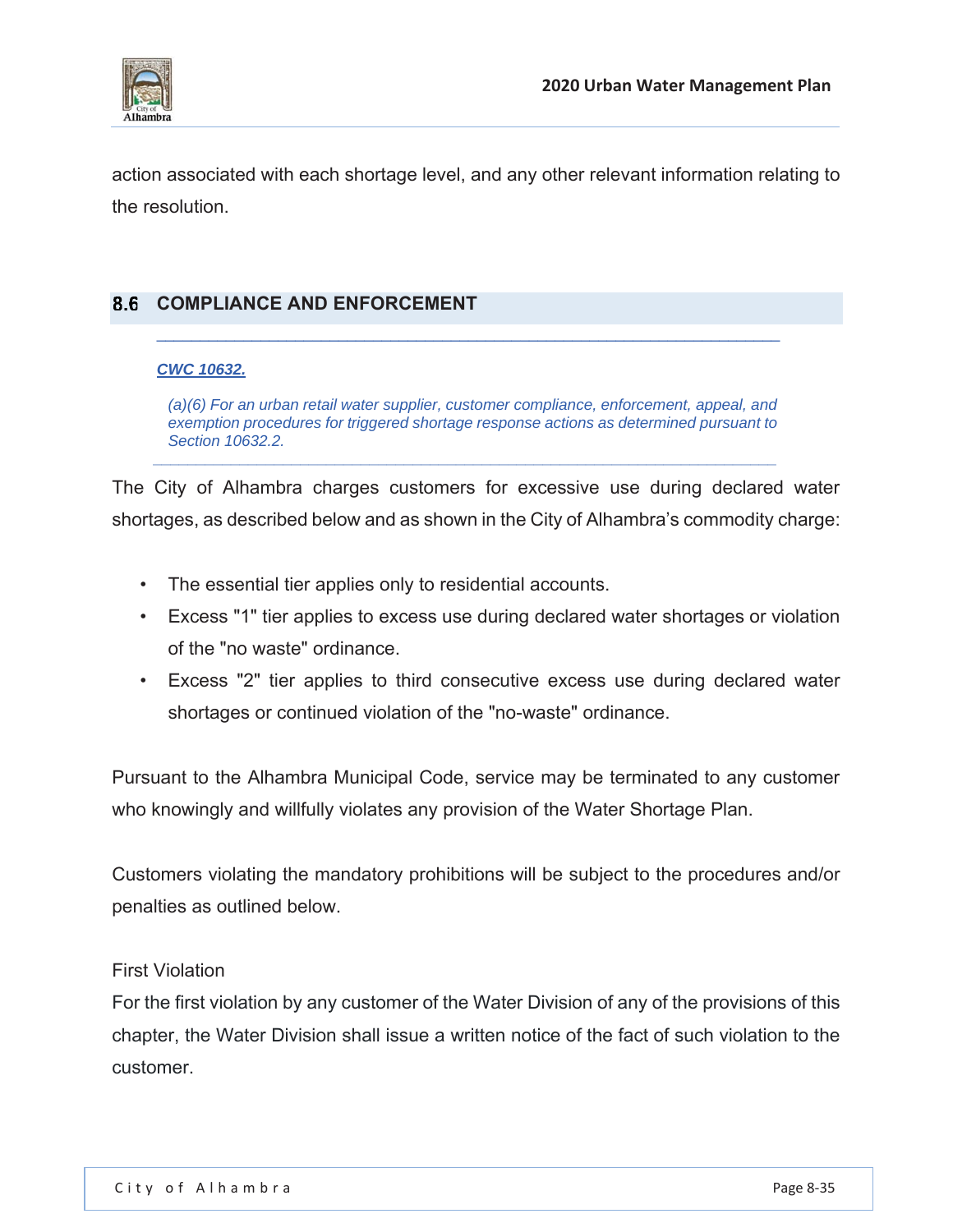action associated with each shortage level, and any other relevant information relating to the resolution.

## 8.6 COMPLIANCE AND ENFORCEMENT

***CWC 10632.***

*(a)(6) For an urban retail water supplier, customer compliance, enforcement, appeal, and exemption procedures for triggered shortage response actions as determined pursuant to Section 10632.2.*

The City of Alhambra charges customers for excessive use during declared water shortages, as described below and as shown in the City of Alhambra's commodity charge:

- The essential tier applies only to residential accounts.
- Excess "1" tier applies to excess use during declared water shortages or violation of the "no waste" ordinance.
- Excess "2" tier applies to third consecutive excess use during declared water shortages or continued violation of the "no-waste" ordinance.

Pursuant to the Alhambra Municipal Code, service may be terminated to any customer who knowingly and willfully violates any provision of the Water Shortage Plan.

Customers violating the mandatory prohibitions will be subject to the procedures and/or penalties as outlined below.

First Violation

For the first violation by any customer of the Water Division of any of the provisions of this chapter, the Water Division shall issue a written notice of the fact of such violation to the customer.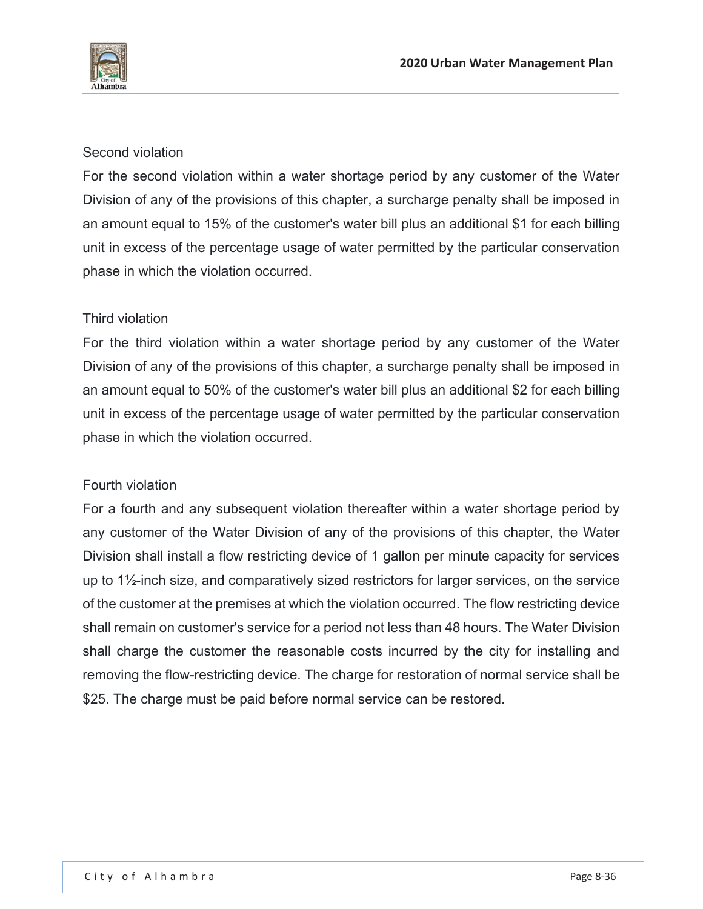Second violation

For the second violation within a water shortage period by any customer of the Water Division of any of the provisions of this chapter, a surcharge penalty shall be imposed in an amount equal to 15% of the customer's water bill plus an additional $1 for each billing unit in excess of the percentage usage of water permitted by the particular conservation phase in which the violation occurred.

Third violation

For the third violation within a water shortage period by any customer of the Water Division of any of the provisions of this chapter, a surcharge penalty shall be imposed in an amount equal to 50% of the customer's water bill plus an additional $2 for each billing unit in excess of the percentage usage of water permitted by the particular conservation phase in which the violation occurred.

Fourth violation

For a fourth and any subsequent violation thereafter within a water shortage period by any customer of the Water Division of any of the provisions of this chapter, the Water Division shall install a flow restricting device of 1 gallon per minute capacity for services up to 1½-inch size, and comparatively sized restrictors for larger services, on the service of the customer at the premises at which the violation occurred. The flow restricting device shall remain on customer's service for a period not less than 48 hours. The Water Division shall charge the customer the reasonable costs incurred by the city for installing and removing the flow-restricting device. The charge for restoration of normal service shall be $25. The charge must be paid before normal service can be restored.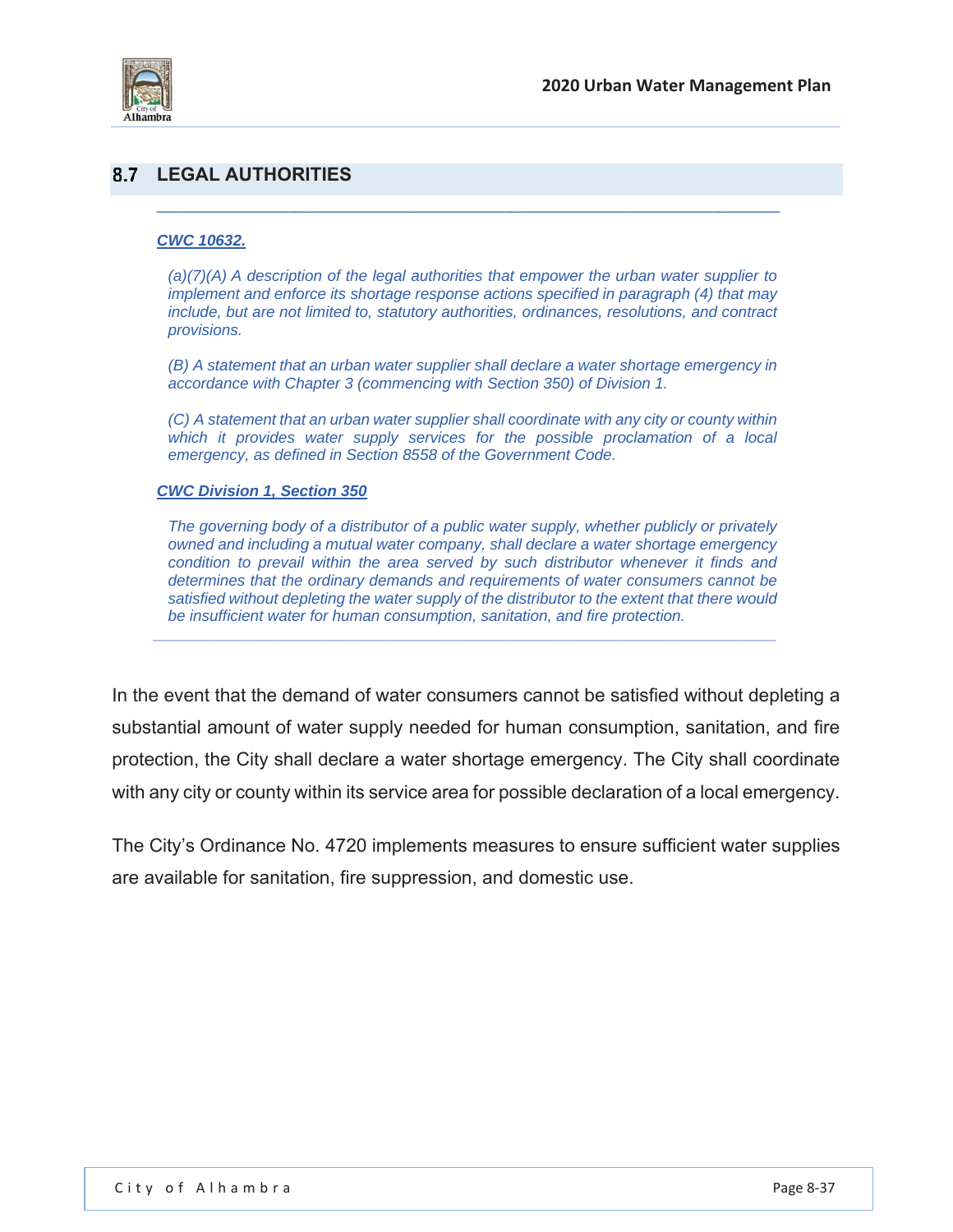## 8.7 LEGAL AUTHORITIES

***CWC 10632.***

*(a)(7)(A) A description of the legal authorities that empower the urban water supplier to implement and enforce its shortage response actions specified in paragraph (4) that may include, but are not limited to, statutory authorities, ordinances, resolutions, and contract provisions.*

*(B) A statement that an urban water supplier shall declare a water shortage emergency in accordance with Chapter 3 (commencing with Section 350) of Division 1.*

*(C) A statement that an urban water supplier shall coordinate with any city or county within which it provides water supply services for the possible proclamation of a local emergency, as defined in Section 8558 of the Government Code.*

***CWC Division 1, Section 350***

*The governing body of a distributor of a public water supply, whether publicly or privately owned and including a mutual water company, shall declare a water shortage emergency condition to prevail within the area served by such distributor whenever it finds and determines that the ordinary demands and requirements of water consumers cannot be satisfied without depleting the water supply of the distributor to the extent that there would be insufficient water for human consumption, sanitation, and fire protection.*

In the event that the demand of water consumers cannot be satisfied without depleting a substantial amount of water supply needed for human consumption, sanitation, and fire protection, the City shall declare a water shortage emergency. The City shall coordinate with any city or county within its service area for possible declaration of a local emergency.

The City's Ordinance No. 4720 implements measures to ensure sufficient water supplies are available for sanitation, fire suppression, and domestic use.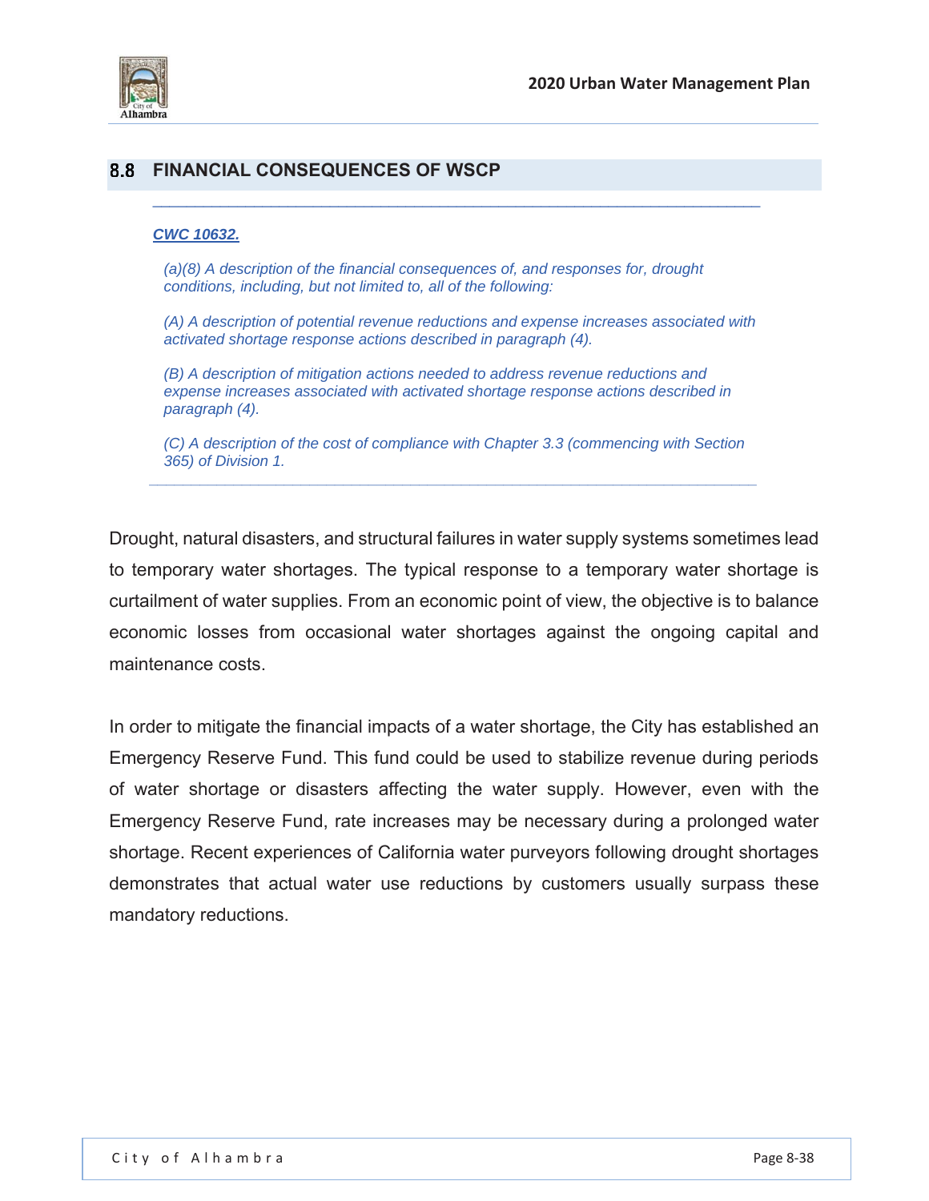## 8.8 FINANCIAL CONSEQUENCES OF WSCP

---

***CWC 10632.***

*(a)(8) A description of the financial consequences of, and responses for, drought conditions, including, but not limited to, all of the following:*

*(A) A description of potential revenue reductions and expense increases associated with activated shortage response actions described in paragraph (4).*

*(B) A description of mitigation actions needed to address revenue reductions and expense increases associated with activated shortage response actions described in paragraph (4).*

*(C) A description of the cost of compliance with Chapter 3.3 (commencing with Section 365) of Division 1.*

---

Drought, natural disasters, and structural failures in water supply systems sometimes lead to temporary water shortages. The typical response to a temporary water shortage is curtailment of water supplies. From an economic point of view, the objective is to balance economic losses from occasional water shortages against the ongoing capital and maintenance costs.

In order to mitigate the financial impacts of a water shortage, the City has established an Emergency Reserve Fund. This fund could be used to stabilize revenue during periods of water shortage or disasters affecting the water supply. However, even with the Emergency Reserve Fund, rate increases may be necessary during a prolonged water shortage. Recent experiences of California water purveyors following drought shortages demonstrates that actual water use reductions by customers usually surpass these mandatory reductions.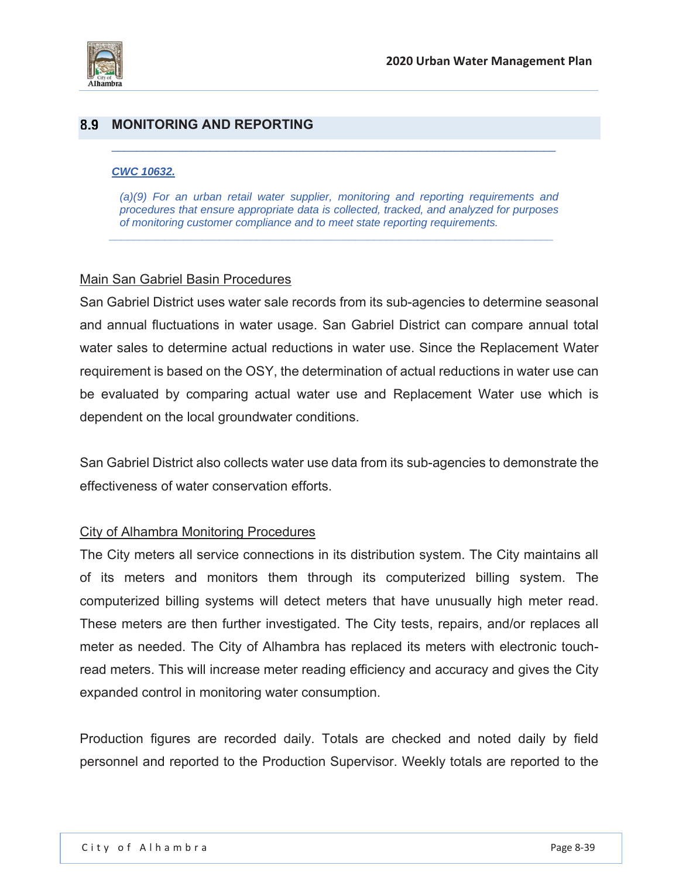## 8.9 MONITORING AND REPORTING

---

***CWC 10632.***

*(a)(9) For an urban retail water supplier, monitoring and reporting requirements and procedures that ensure appropriate data is collected, tracked, and analyzed for purposes of monitoring customer compliance and to meet state reporting requirements.*

---

Main San Gabriel Basin Procedures

San Gabriel District uses water sale records from its sub-agencies to determine seasonal and annual fluctuations in water usage. San Gabriel District can compare annual total water sales to determine actual reductions in water use. Since the Replacement Water requirement is based on the OSY, the determination of actual reductions in water use can be evaluated by comparing actual water use and Replacement Water use which is dependent on the local groundwater conditions.

San Gabriel District also collects water use data from its sub-agencies to demonstrate the effectiveness of water conservation efforts.

City of Alhambra Monitoring Procedures

The City meters all service connections in its distribution system. The City maintains all of its meters and monitors them through its computerized billing system. The computerized billing systems will detect meters that have unusually high meter read. These meters are then further investigated. The City tests, repairs, and/or replaces all meter as needed. The City of Alhambra has replaced its meters with electronic touch-read meters. This will increase meter reading efficiency and accuracy and gives the City expanded control in monitoring water consumption.

Production figures are recorded daily. Totals are checked and noted daily by field personnel and reported to the Production Supervisor. Weekly totals are reported to the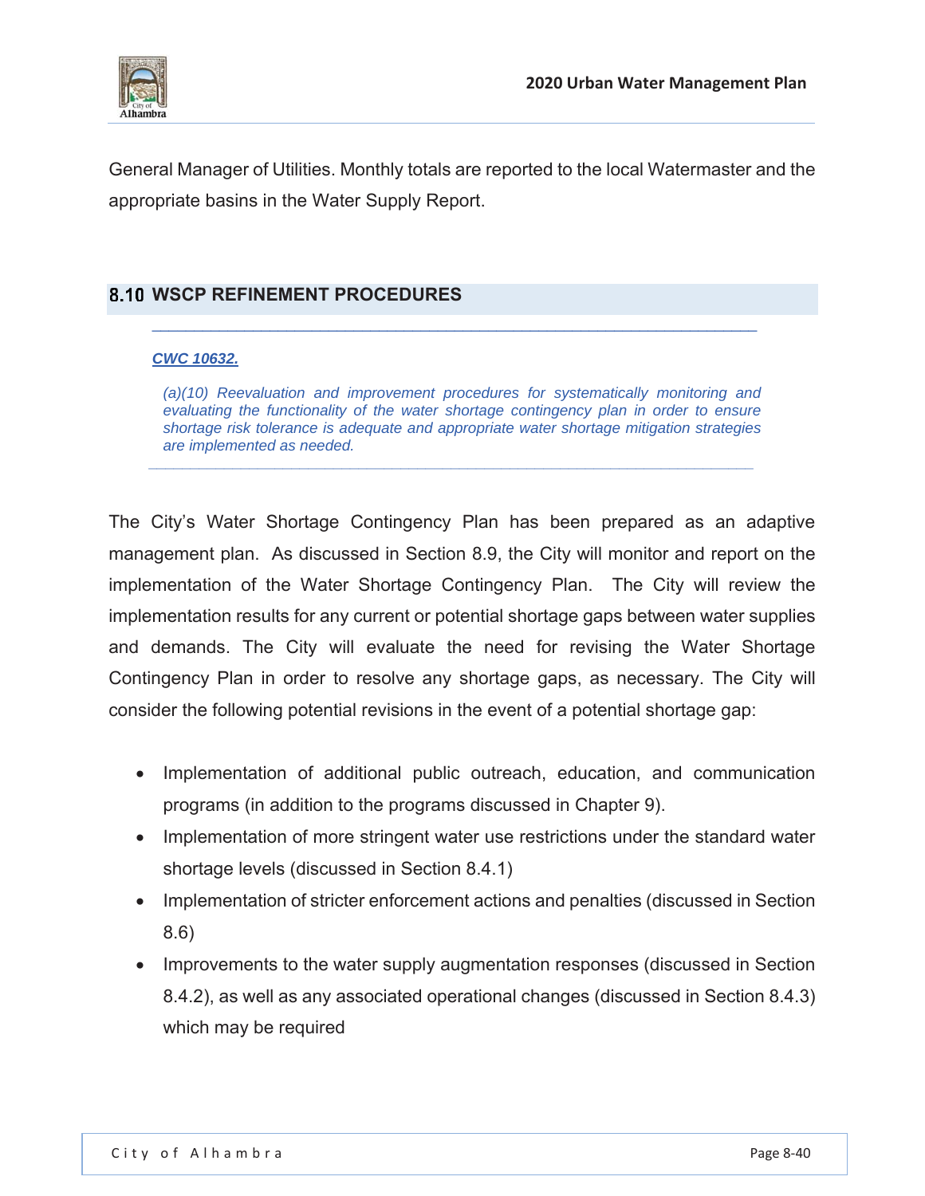General Manager of Utilities. Monthly totals are reported to the local Watermaster and the appropriate basins in the Water Supply Report.

## 8.10 WSCP REFINEMENT PROCEDURES

***CWC 10632.***

*(a)(10) Reevaluation and improvement procedures for systematically monitoring and evaluating the functionality of the water shortage contingency plan in order to ensure shortage risk tolerance is adequate and appropriate water shortage mitigation strategies are implemented as needed.*

The City's Water Shortage Contingency Plan has been prepared as an adaptive management plan. As discussed in Section 8.9, the City will monitor and report on the implementation of the Water Shortage Contingency Plan. The City will review the implementation results for any current or potential shortage gaps between water supplies and demands. The City will evaluate the need for revising the Water Shortage Contingency Plan in order to resolve any shortage gaps, as necessary. The City will consider the following potential revisions in the event of a potential shortage gap:

- Implementation of additional public outreach, education, and communication programs (in addition to the programs discussed in Chapter 9).
- Implementation of more stringent water use restrictions under the standard water shortage levels (discussed in Section 8.4.1)
- Implementation of stricter enforcement actions and penalties (discussed in Section 8.6)
- Improvements to the water supply augmentation responses (discussed in Section 8.4.2), as well as any associated operational changes (discussed in Section 8.4.3) which may be required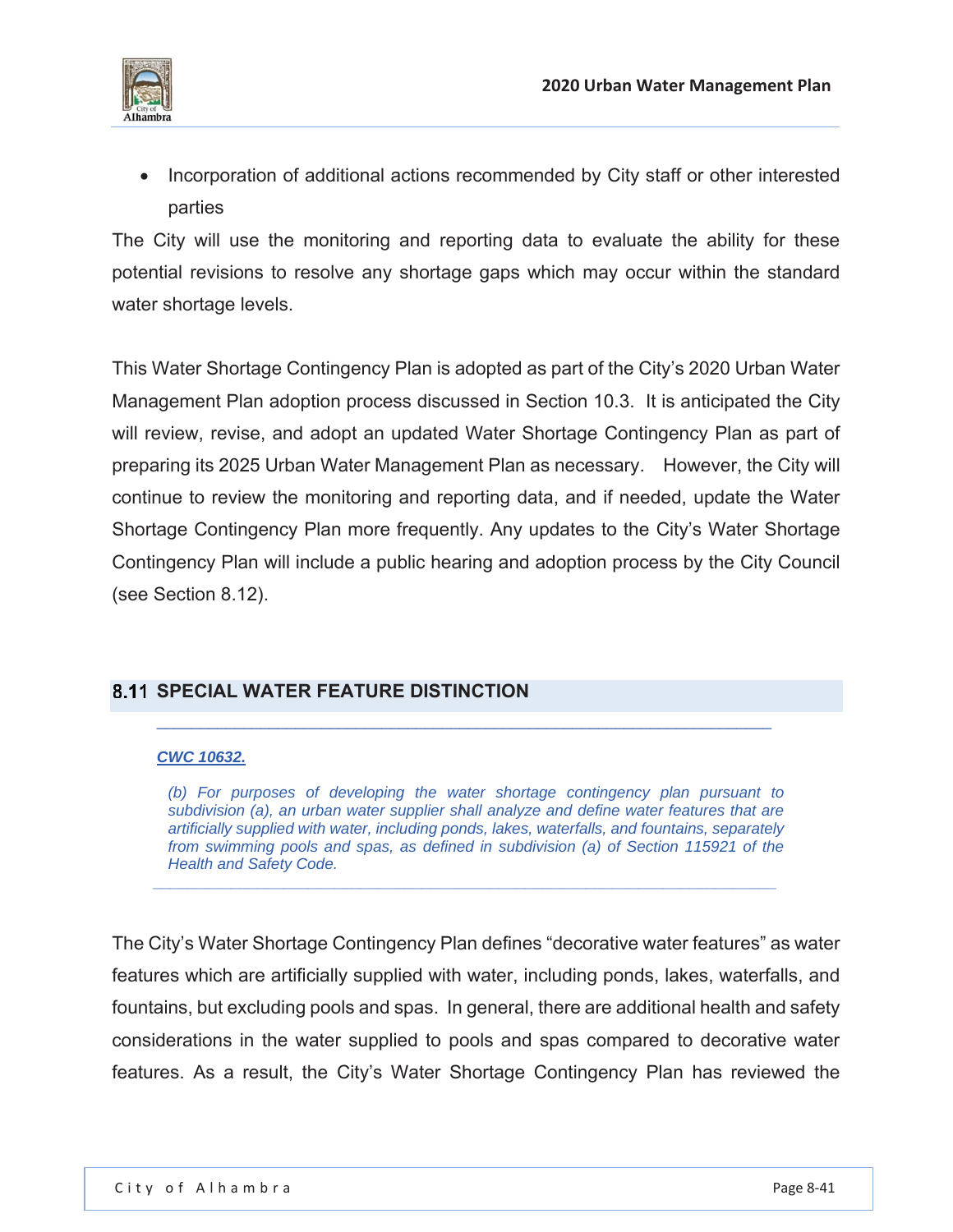- Incorporation of additional actions recommended by City staff or other interested parties

The City will use the monitoring and reporting data to evaluate the ability for these potential revisions to resolve any shortage gaps which may occur within the standard water shortage levels.

This Water Shortage Contingency Plan is adopted as part of the City's 2020 Urban Water Management Plan adoption process discussed in Section 10.3. It is anticipated the City will review, revise, and adopt an updated Water Shortage Contingency Plan as part of preparing its 2025 Urban Water Management Plan as necessary. However, the City will continue to review the monitoring and reporting data, and if needed, update the Water Shortage Contingency Plan more frequently. Any updates to the City's Water Shortage Contingency Plan will include a public hearing and adoption process by the City Council (see Section 8.12).

## 8.11 SPECIAL WATER FEATURE DISTINCTION

***CWC 10632.***

*(b) For purposes of developing the water shortage contingency plan pursuant to subdivision (a), an urban water supplier shall analyze and define water features that are artificially supplied with water, including ponds, lakes, waterfalls, and fountains, separately from swimming pools and spas, as defined in subdivision (a) of Section 115921 of the Health and Safety Code.*

The City's Water Shortage Contingency Plan defines "decorative water features" as water features which are artificially supplied with water, including ponds, lakes, waterfalls, and fountains, but excluding pools and spas. In general, there are additional health and safety considerations in the water supplied to pools and spas compared to decorative water features. As a result, the City's Water Shortage Contingency Plan has reviewed the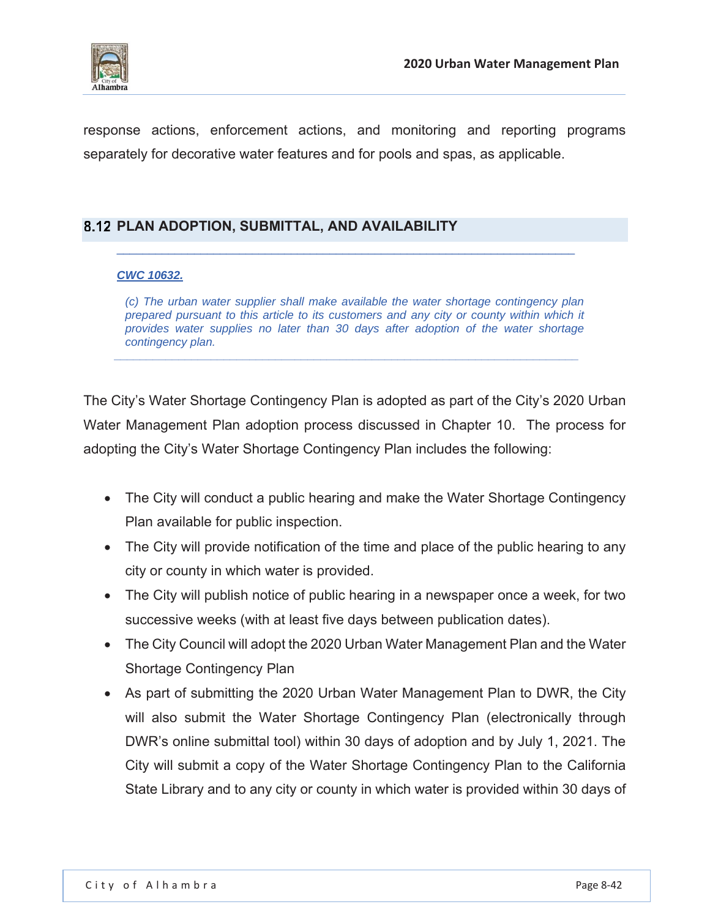response actions, enforcement actions, and monitoring and reporting programs separately for decorative water features and for pools and spas, as applicable.

## 8.12 PLAN ADOPTION, SUBMITTAL, AND AVAILABILITY

***CWC 10632.***

*(c) The urban water supplier shall make available the water shortage contingency plan prepared pursuant to this article to its customers and any city or county within which it provides water supplies no later than 30 days after adoption of the water shortage contingency plan.*

The City's Water Shortage Contingency Plan is adopted as part of the City's 2020 Urban Water Management Plan adoption process discussed in Chapter 10. The process for adopting the City's Water Shortage Contingency Plan includes the following:

- The City will conduct a public hearing and make the Water Shortage Contingency Plan available for public inspection.
- The City will provide notification of the time and place of the public hearing to any city or county in which water is provided.
- The City will publish notice of public hearing in a newspaper once a week, for two successive weeks (with at least five days between publication dates).
- The City Council will adopt the 2020 Urban Water Management Plan and the Water Shortage Contingency Plan
- As part of submitting the 2020 Urban Water Management Plan to DWR, the City will also submit the Water Shortage Contingency Plan (electronically through DWR's online submittal tool) within 30 days of adoption and by July 1, 2021. The City will submit a copy of the Water Shortage Contingency Plan to the California State Library and to any city or county in which water is provided within 30 days of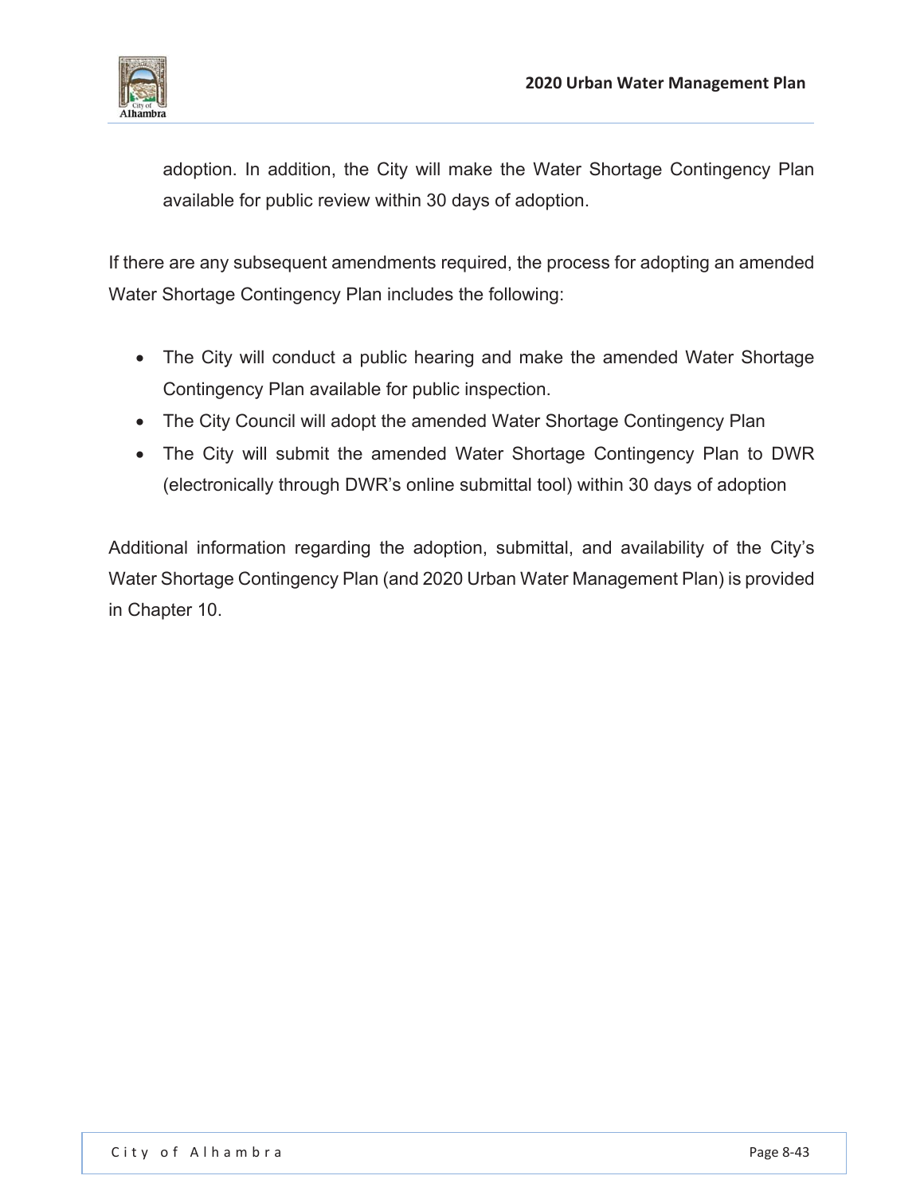adoption. In addition, the City will make the Water Shortage Contingency Plan available for public review within 30 days of adoption.

If there are any subsequent amendments required, the process for adopting an amended Water Shortage Contingency Plan includes the following:

- The City will conduct a public hearing and make the amended Water Shortage Contingency Plan available for public inspection.
- The City Council will adopt the amended Water Shortage Contingency Plan
- The City will submit the amended Water Shortage Contingency Plan to DWR (electronically through DWR's online submittal tool) within 30 days of adoption

Additional information regarding the adoption, submittal, and availability of the City's Water Shortage Contingency Plan (and 2020 Urban Water Management Plan) is provided in Chapter 10.